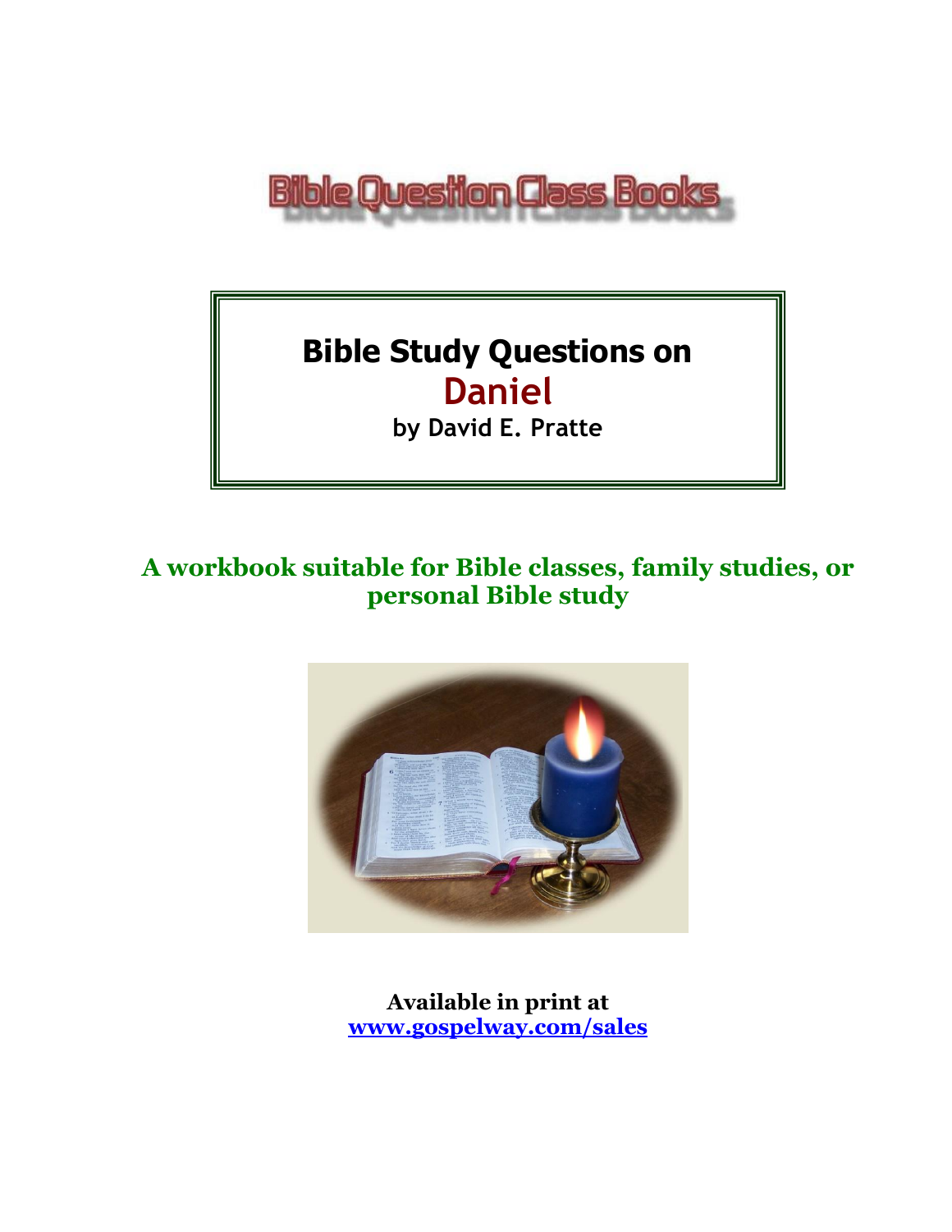Bible Question Class Books

# Bible Study Questions on Daniel

**by David E. Pratte**

**A workbook suitable for Bible classes, family studies, or personal Bible study**

**Available in print at**
**www.gospelway.com/sales**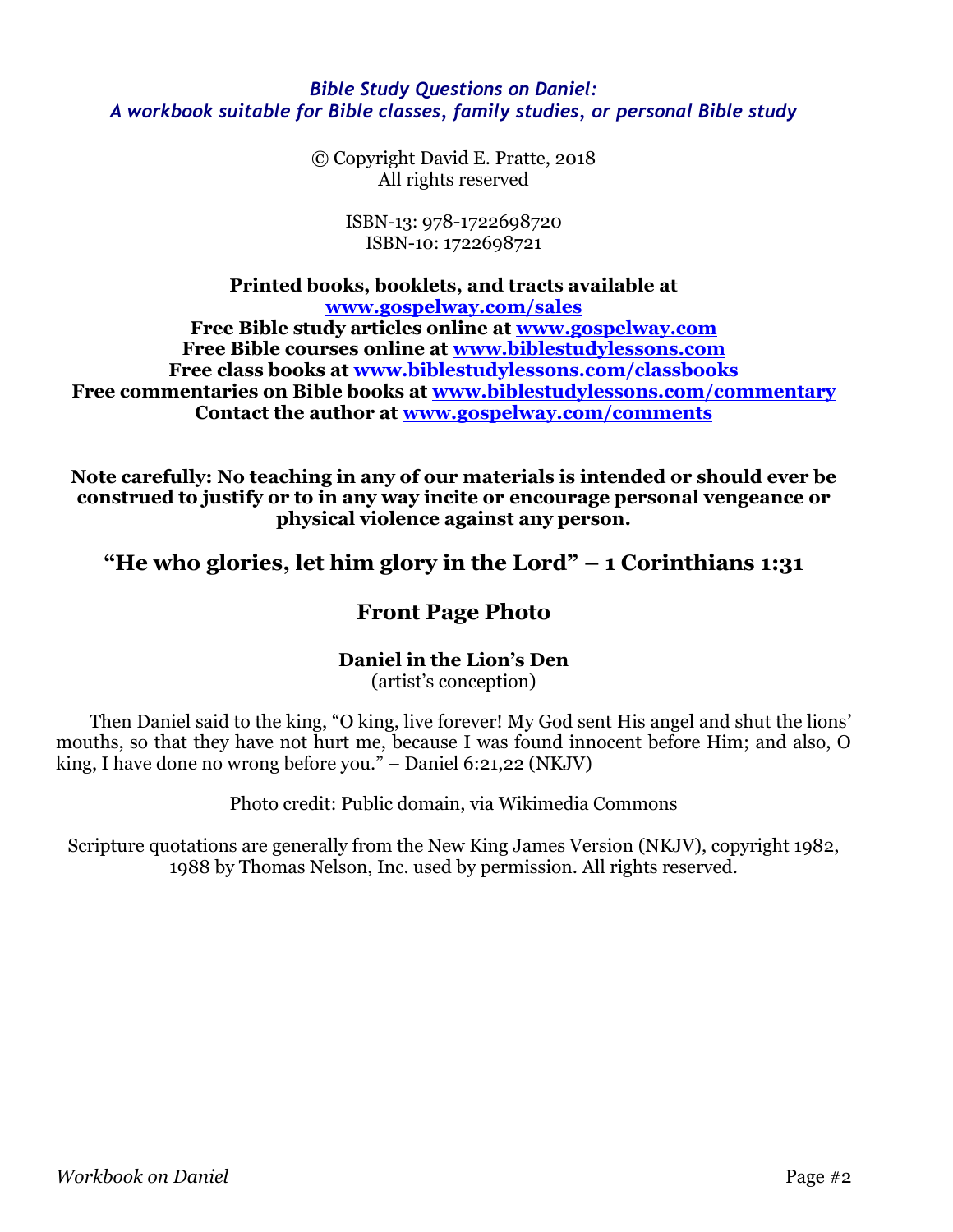*Bible Study Questions on Daniel:*
*A workbook suitable for Bible classes, family studies, or personal Bible study*

© Copyright David E. Pratte, 2018
All rights reserved

ISBN-13: 978-1722698720
ISBN-10: 1722698721

**Printed books, booklets, and tracts available at**
**[www.gospelway.com/sales](http://www.gospelway.com/sales)**
**Free Bible study articles online at [www.gospelway.com](http://www.gospelway.com)**
**Free Bible courses online at [www.biblestudylessons.com](http://www.biblestudylessons.com)**
**Free class books at [www.biblestudylessons.com/classbooks](http://www.biblestudylessons.com/classbooks)**
**Free commentaries on Bible books at [www.biblestudylessons.com/commentary](http://www.biblestudylessons.com/commentary)**
**Contact the author at [www.gospelway.com/comments](http://www.gospelway.com/comments)**

**Note carefully: No teaching in any of our materials is intended or should ever be construed to justify or to in any way incite or encourage personal vengeance or physical violence against any person.**

## "He who glories, let him glory in the Lord" – 1 Corinthians 1:31

## Front Page Photo

**Daniel in the Lion's Den**
(artist's conception)

Then Daniel said to the king, "O king, live forever! My God sent His angel and shut the lions' mouths, so that they have not hurt me, because I was found innocent before Him; and also, O king, I have done no wrong before you." – Daniel 6:21,22 (NKJV)

Photo credit: Public domain, via Wikimedia Commons

Scripture quotations are generally from the New King James Version (NKJV), copyright 1982, 1988 by Thomas Nelson, Inc. used by permission. All rights reserved.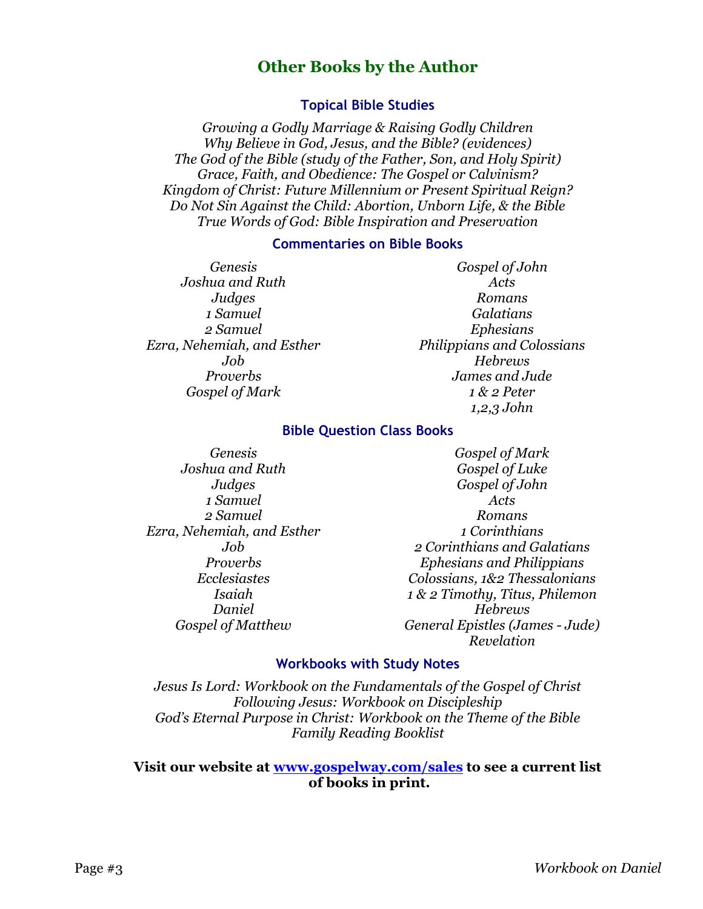## Other Books by the Author

### Topical Bible Studies

*Growing a Godly Marriage & Raising Godly Children*
*Why Believe in God, Jesus, and the Bible? (evidences)*
*The God of the Bible (study of the Father, Son, and Holy Spirit)*
*Grace, Faith, and Obedience: The Gospel or Calvinism?*
*Kingdom of Christ: Future Millennium or Present Spiritual Reign?*
*Do Not Sin Against the Child: Abortion, Unborn Life, & the Bible*
*True Words of God: Bible Inspiration and Preservation*

### Commentaries on Bible Books

*Genesis*
*Joshua and Ruth*
*Judges*
*1 Samuel*
*2 Samuel*
*Ezra, Nehemiah, and Esther*
*Job*
*Proverbs*
*Gospel of Mark*
*Gospel of John*
*Acts*
*Romans*
*Galatians*
*Ephesians*
*Philippians and Colossians*
*Hebrews*
*James and Jude*
*1 & 2 Peter*
*1,2,3 John*

### Bible Question Class Books

*Genesis*
*Joshua and Ruth*
*Judges*
*1 Samuel*
*2 Samuel*
*Ezra, Nehemiah, and Esther*
*Job*
*Proverbs*
*Ecclesiastes*
*Isaiah*
*Daniel*
*Gospel of Matthew*
*Gospel of Mark*
*Gospel of Luke*
*Gospel of John*
*Acts*
*Romans*
*1 Corinthians*
*2 Corinthians and Galatians*
*Ephesians and Philippians*
*Colossians, 1&2 Thessalonians*
*1 & 2 Timothy, Titus, Philemon*
*Hebrews*
*General Epistles (James - Jude)*
*Revelation*

### Workbooks with Study Notes

*Jesus Is Lord: Workbook on the Fundamentals of the Gospel of Christ*
*Following Jesus: Workbook on Discipleship*
*God's Eternal Purpose in Christ: Workbook on the Theme of the Bible*
*Family Reading Booklist*

**Visit our website at [www.gospelway.com/sales](http://www.gospelway.com/sales) to see a current list of books in print.**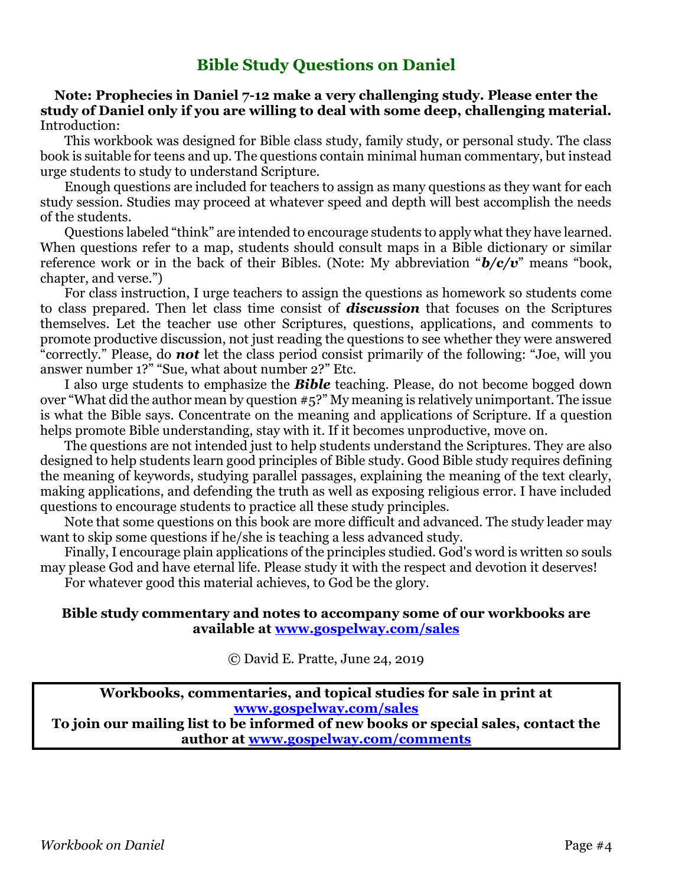## Bible Study Questions on Daniel

**Note: Prophecies in Daniel 7-12 make a very challenging study. Please enter the study of Daniel only if you are willing to deal with some deep, challenging material.**
Introduction:

This workbook was designed for Bible class study, family study, or personal study. The class book is suitable for teens and up. The questions contain minimal human commentary, but instead urge students to study to understand Scripture.

Enough questions are included for teachers to assign as many questions as they want for each study session. Studies may proceed at whatever speed and depth will best accomplish the needs of the students.

Questions labeled "think" are intended to encourage students to apply what they have learned. When questions refer to a map, students should consult maps in a Bible dictionary or similar reference work or in the back of their Bibles. (Note: My abbreviation "***b/c/v***" means "book, chapter, and verse.")

For class instruction, I urge teachers to assign the questions as homework so students come to class prepared. Then let class time consist of ***discussion*** that focuses on the Scriptures themselves. Let the teacher use other Scriptures, questions, applications, and comments to promote productive discussion, not just reading the questions to see whether they were answered "correctly." Please, do ***not*** let the class period consist primarily of the following: "Joe, will you answer number 1?" "Sue, what about number 2?" Etc.

I also urge students to emphasize the ***Bible*** teaching. Please, do not become bogged down over "What did the author mean by question #5?" My meaning is relatively unimportant. The issue is what the Bible says. Concentrate on the meaning and applications of Scripture. If a question helps promote Bible understanding, stay with it. If it becomes unproductive, move on.

The questions are not intended just to help students understand the Scriptures. They are also designed to help students learn good principles of Bible study. Good Bible study requires defining the meaning of keywords, studying parallel passages, explaining the meaning of the text clearly, making applications, and defending the truth as well as exposing religious error. I have included questions to encourage students to practice all these study principles.

Note that some questions on this book are more difficult and advanced. The study leader may want to skip some questions if he/she is teaching a less advanced study.

Finally, I encourage plain applications of the principles studied. God's word is written so souls may please God and have eternal life. Please study it with the respect and devotion it deserves!

For whatever good this material achieves, to God be the glory.

**Bible study commentary and notes to accompany some of our workbooks are available at [www.gospelway.com/sales](www.gospelway.com/sales)**

© David E. Pratte, June 24, 2019

**Workbooks, commentaries, and topical studies for sale in print at [www.gospelway.com/sales](www.gospelway.com/sales)**
**To join our mailing list to be informed of new books or special sales, contact the author at [www.gospelway.com/comments](www.gospelway.com/comments)**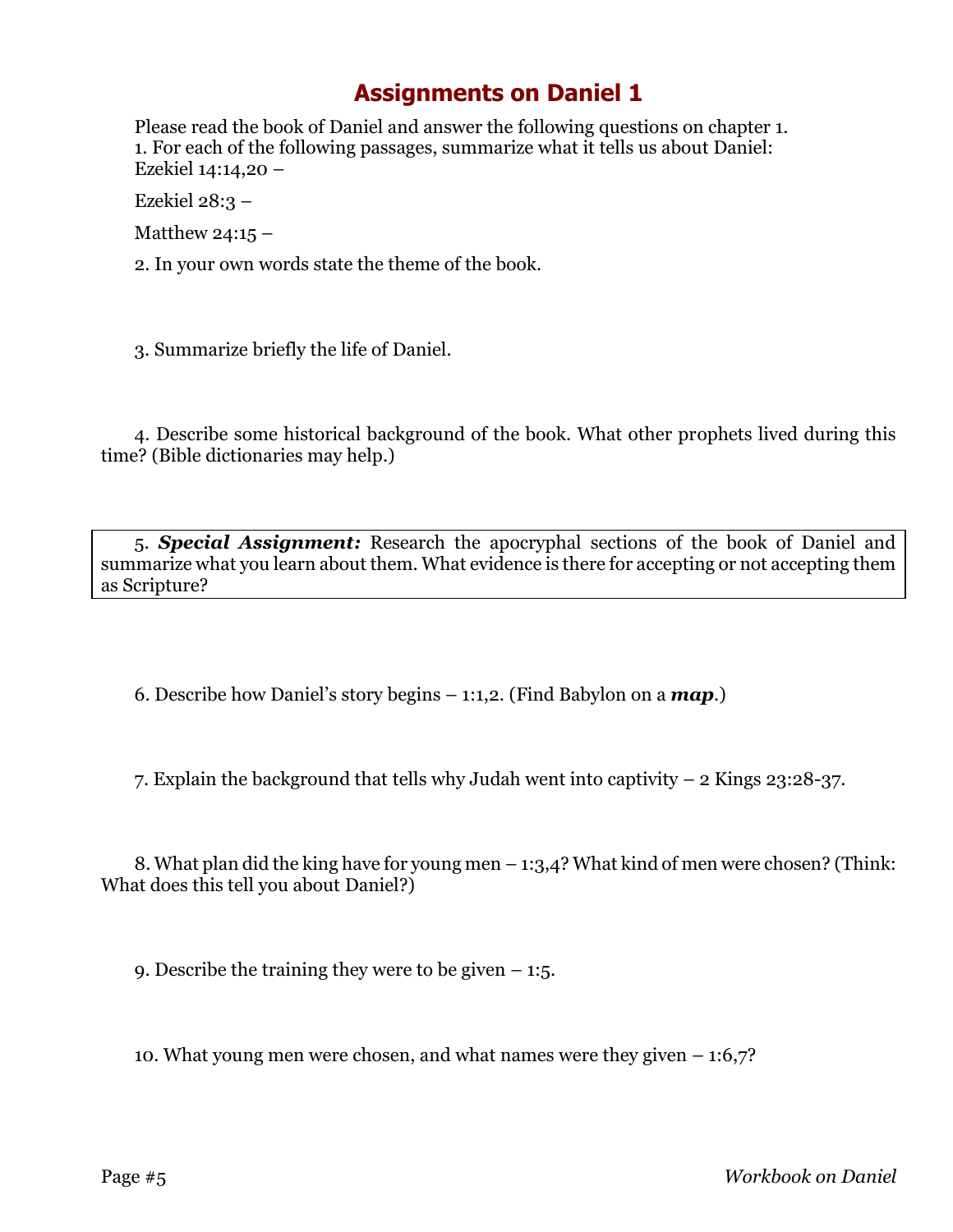# Assignments on Daniel 1

Please read the book of Daniel and answer the following questions on chapter 1.

1. For each of the following passages, summarize what it tells us about Daniel:

Ezekiel 14:14,20 –

Ezekiel 28:3 –

Matthew 24:15 –

2. In your own words state the theme of the book.

3. Summarize briefly the life of Daniel.

4. Describe some historical background of the book. What other prophets lived during this time? (Bible dictionaries may help.)

5. ***Special Assignment:*** Research the apocryphal sections of the book of Daniel and summarize what you learn about them. What evidence is there for accepting or not accepting them as Scripture?

6. Describe how Daniel's story begins – 1:1,2. (Find Babylon on a ***map***.)

7. Explain the background that tells why Judah went into captivity – 2 Kings 23:28-37.

8. What plan did the king have for young men – 1:3,4? What kind of men were chosen? (Think: What does this tell you about Daniel?)

9. Describe the training they were to be given – 1:5.

10. What young men were chosen, and what names were they given – 1:6,7?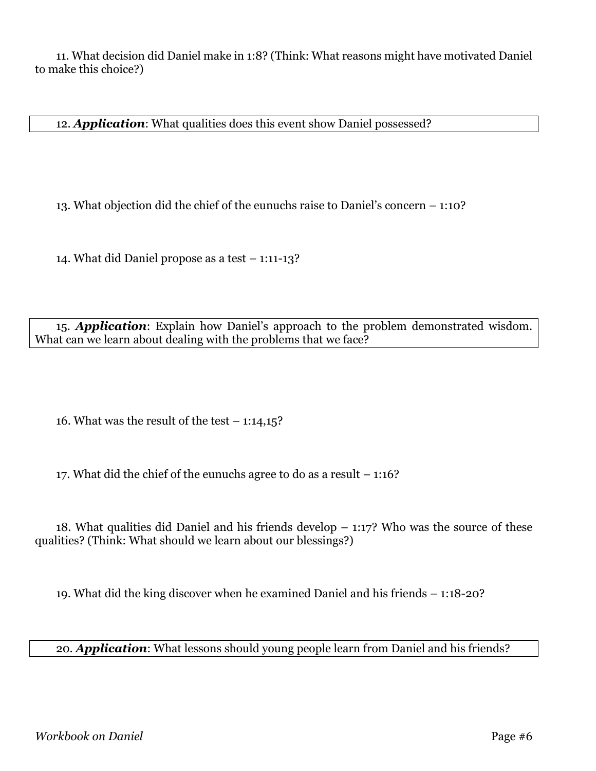11. What decision did Daniel make in 1:8? (Think: What reasons might have motivated Daniel to make this choice?)

12. ***Application***: What qualities does this event show Daniel possessed?

13. What objection did the chief of the eunuchs raise to Daniel's concern – 1:10?

14. What did Daniel propose as a test – 1:11-13?

15. ***Application***: Explain how Daniel's approach to the problem demonstrated wisdom. What can we learn about dealing with the problems that we face?

16. What was the result of the test – 1:14,15?

17. What did the chief of the eunuchs agree to do as a result – 1:16?

18. What qualities did Daniel and his friends develop – 1:17? Who was the source of these qualities? (Think: What should we learn about our blessings?)

19. What did the king discover when he examined Daniel and his friends – 1:18-20?

20. ***Application***: What lessons should young people learn from Daniel and his friends?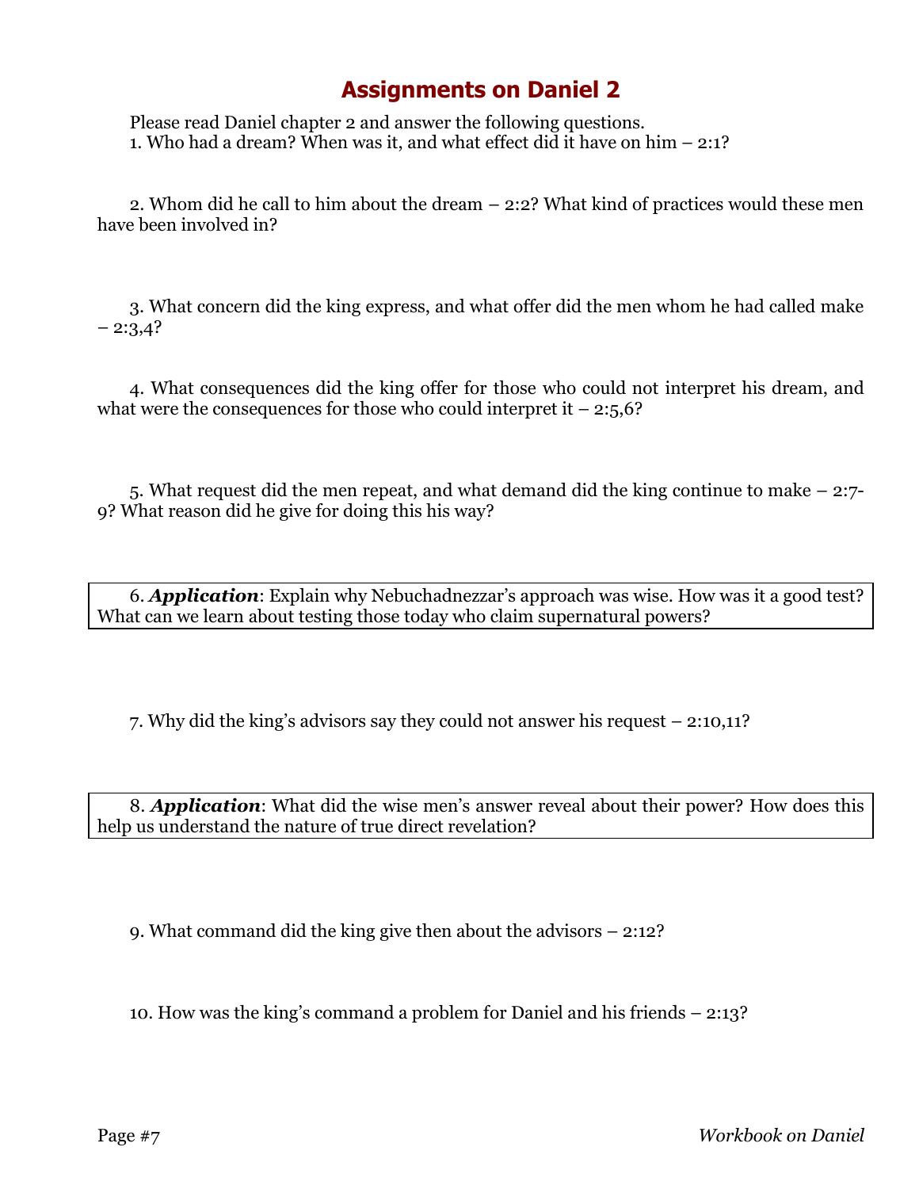# Assignments on Daniel 2

Please read Daniel chapter 2 and answer the following questions.

1. Who had a dream? When was it, and what effect did it have on him – 2:1?

2. Whom did he call to him about the dream – 2:2? What kind of practices would these men have been involved in?

3. What concern did the king express, and what offer did the men whom he had called make – 2:3,4?

4. What consequences did the king offer for those who could not interpret his dream, and what were the consequences for those who could interpret it – 2:5,6?

5. What request did the men repeat, and what demand did the king continue to make – 2:7-9? What reason did he give for doing this his way?

6. ***Application***: Explain why Nebuchadnezzar's approach was wise. How was it a good test? What can we learn about testing those today who claim supernatural powers?

7. Why did the king's advisors say they could not answer his request – 2:10,11?

8. ***Application***: What did the wise men's answer reveal about their power? How does this help us understand the nature of true direct revelation?

9. What command did the king give then about the advisors – 2:12?

10. How was the king's command a problem for Daniel and his friends – 2:13?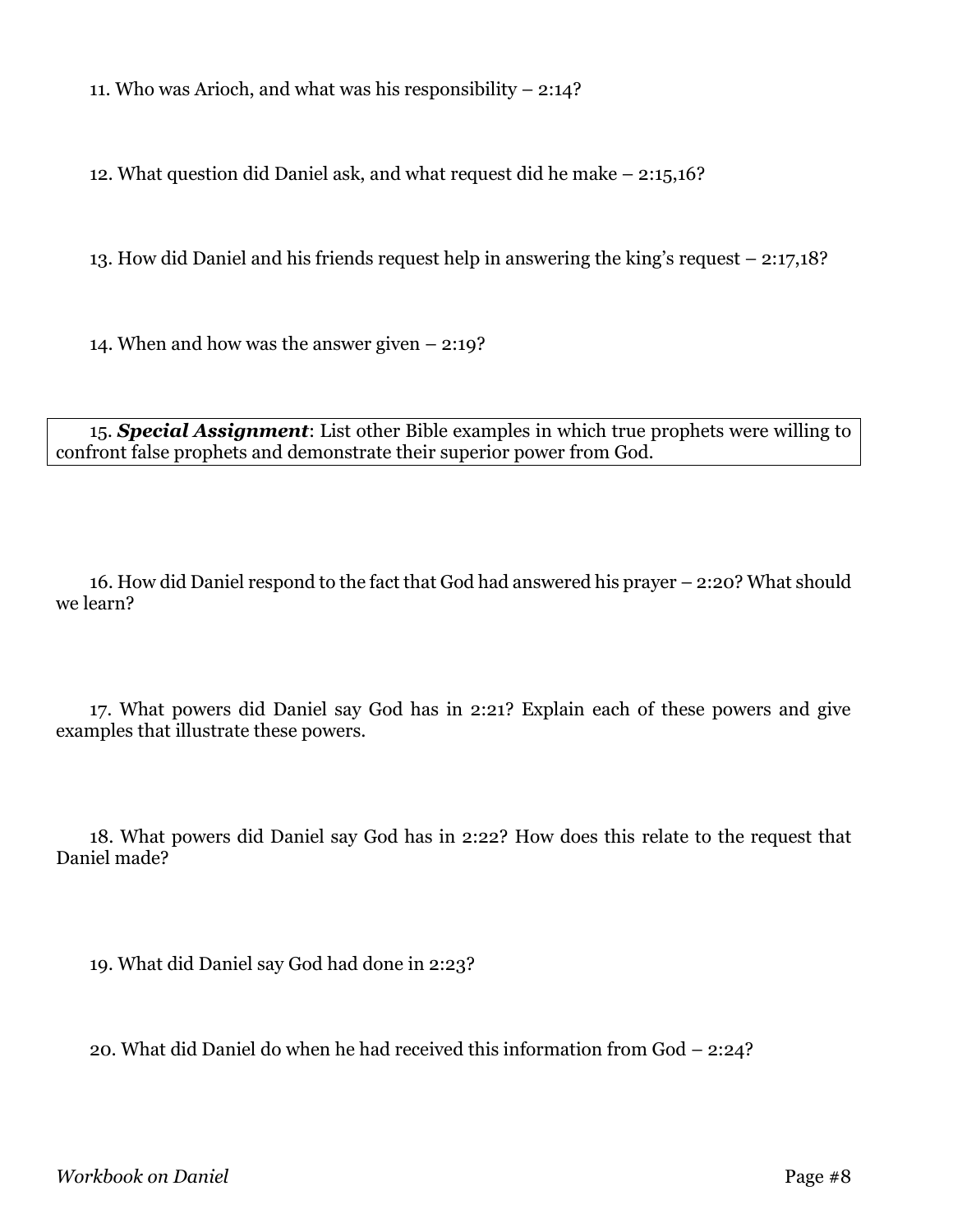11. Who was Arioch, and what was his responsibility – 2:14?

12. What question did Daniel ask, and what request did he make – 2:15,16?

13. How did Daniel and his friends request help in answering the king's request – 2:17,18?

14. When and how was the answer given – 2:19?

15. ***Special Assignment***: List other Bible examples in which true prophets were willing to confront false prophets and demonstrate their superior power from God.

16. How did Daniel respond to the fact that God had answered his prayer – 2:20? What should we learn?

17. What powers did Daniel say God has in 2:21? Explain each of these powers and give examples that illustrate these powers.

18. What powers did Daniel say God has in 2:22? How does this relate to the request that Daniel made?

19. What did Daniel say God had done in 2:23?

20. What did Daniel do when he had received this information from God – 2:24?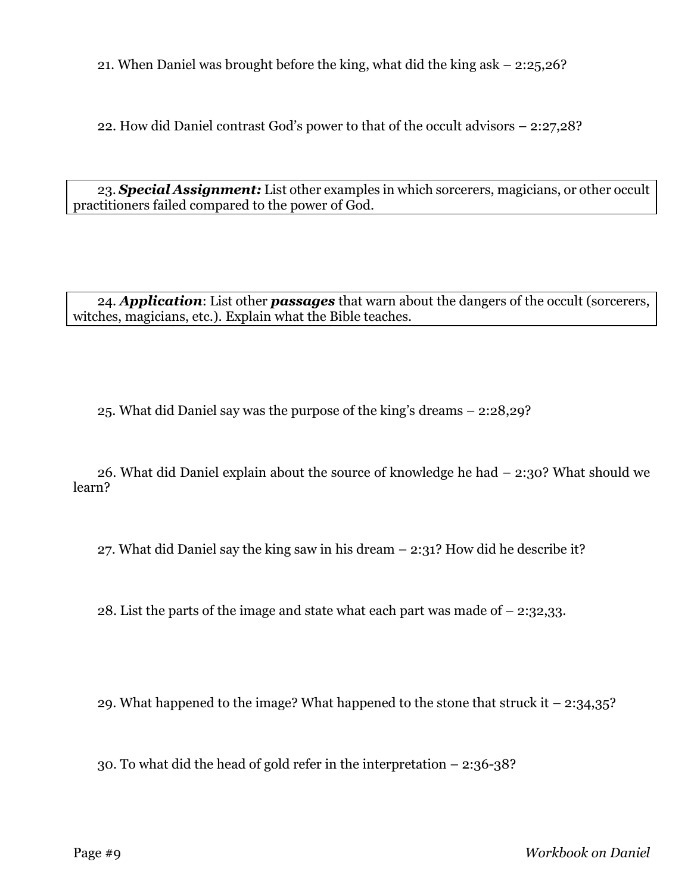21. When Daniel was brought before the king, what did the king ask – 2:25,26?

22. How did Daniel contrast God's power to that of the occult advisors – 2:27,28?

23. ***Special Assignment:*** List other examples in which sorcerers, magicians, or other occult practitioners failed compared to the power of God.

24. ***Application***: List other ***passages*** that warn about the dangers of the occult (sorcerers, witches, magicians, etc.). Explain what the Bible teaches.

25. What did Daniel say was the purpose of the king's dreams – 2:28,29?

26. What did Daniel explain about the source of knowledge he had – 2:30? What should we learn?

27. What did Daniel say the king saw in his dream – 2:31? How did he describe it?

28. List the parts of the image and state what each part was made of – 2:32,33.

29. What happened to the image? What happened to the stone that struck it – 2:34,35?

30. To what did the head of gold refer in the interpretation – 2:36-38?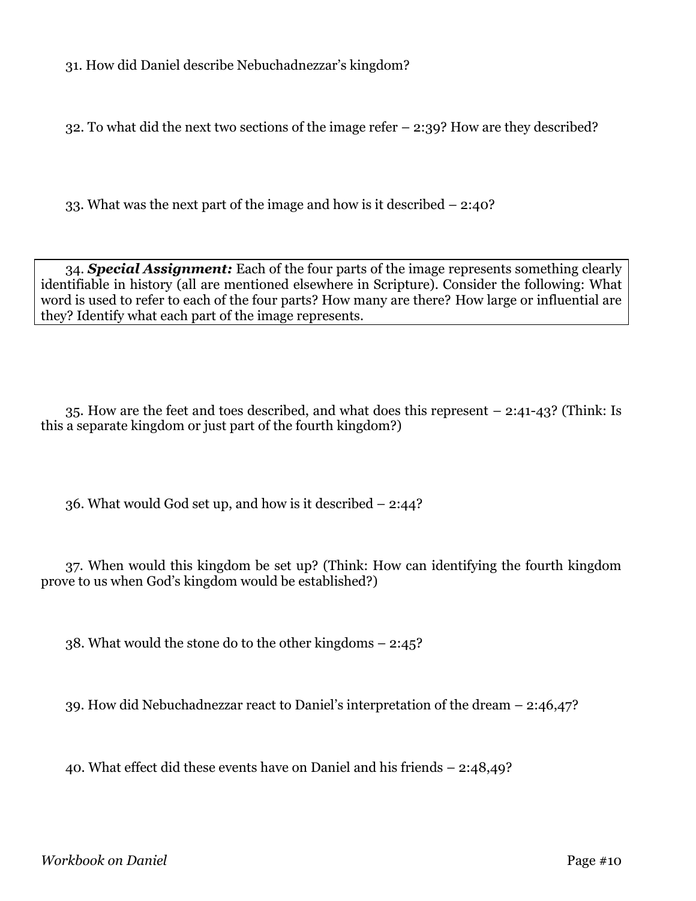31. How did Daniel describe Nebuchadnezzar's kingdom?

32. To what did the next two sections of the image refer – 2:39? How are they described?

33. What was the next part of the image and how is it described – 2:40?

34. ***Special Assignment:*** Each of the four parts of the image represents something clearly identifiable in history (all are mentioned elsewhere in Scripture). Consider the following: What word is used to refer to each of the four parts? How many are there? How large or influential are they? Identify what each part of the image represents.

35. How are the feet and toes described, and what does this represent – 2:41-43? (Think: Is this a separate kingdom or just part of the fourth kingdom?)

36. What would God set up, and how is it described – 2:44?

37. When would this kingdom be set up? (Think: How can identifying the fourth kingdom prove to us when God's kingdom would be established?)

38. What would the stone do to the other kingdoms – 2:45?

39. How did Nebuchadnezzar react to Daniel's interpretation of the dream – 2:46,47?

40. What effect did these events have on Daniel and his friends – 2:48,49?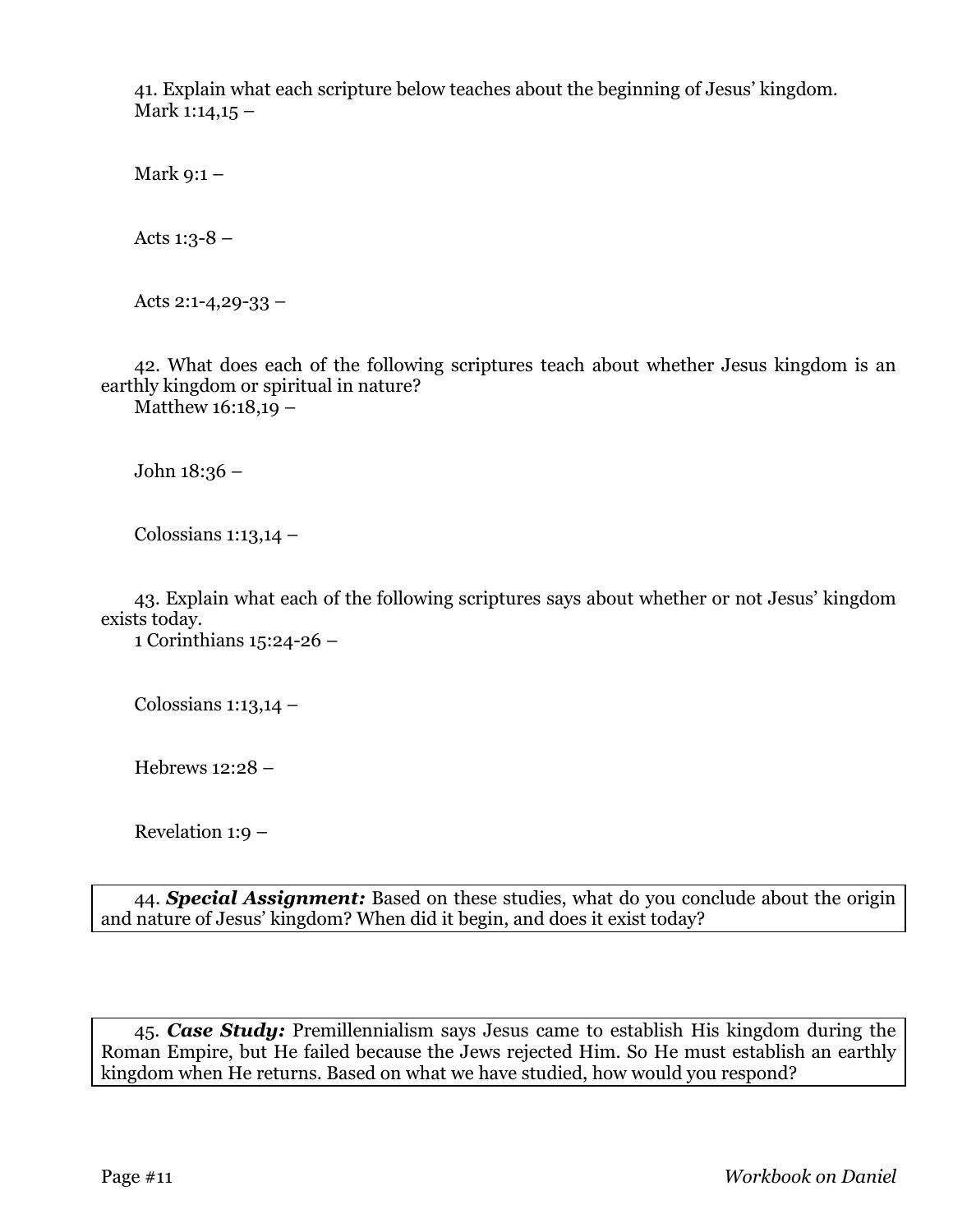41. Explain what each scripture below teaches about the beginning of Jesus' kingdom.

Mark 1:14,15 –

Mark 9:1 –

Acts 1:3-8 –

Acts 2:1-4,29-33 –

42. What does each of the following scriptures teach about whether Jesus kingdom is an earthly kingdom or spiritual in nature?

Matthew 16:18,19 –

John 18:36 –

Colossians 1:13,14 –

43. Explain what each of the following scriptures says about whether or not Jesus' kingdom exists today.

1 Corinthians 15:24-26 –

Colossians 1:13,14 –

Hebrews 12:28 –

Revelation 1:9 –

44. ***Special Assignment:*** Based on these studies, what do you conclude about the origin and nature of Jesus' kingdom? When did it begin, and does it exist today?

45. ***Case Study:*** Premillennialism says Jesus came to establish His kingdom during the Roman Empire, but He failed because the Jews rejected Him. So He must establish an earthly kingdom when He returns. Based on what we have studied, how would you respond?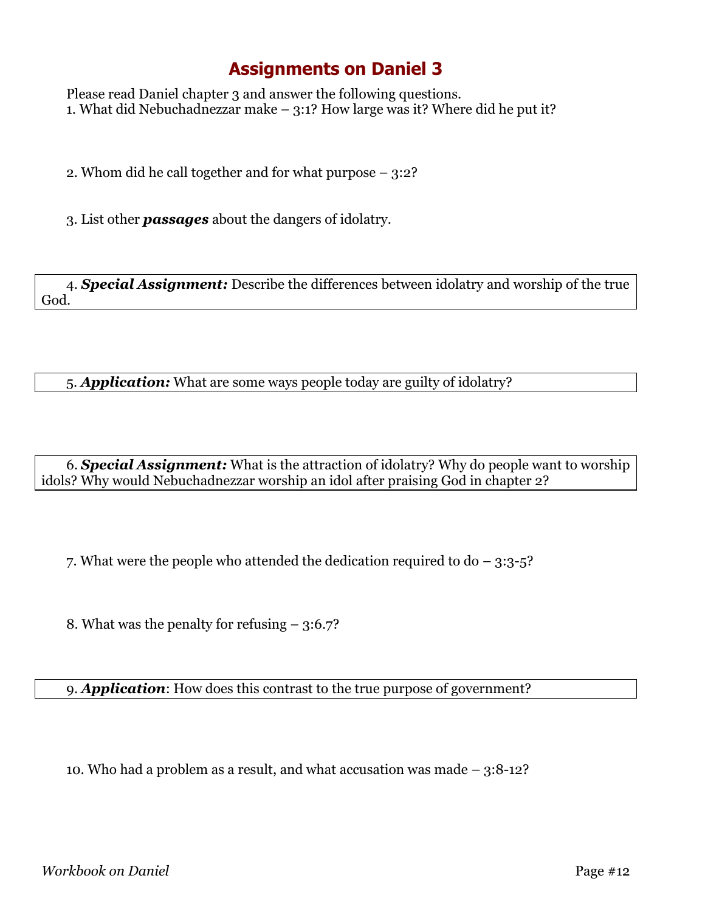# Assignments on Daniel 3

Please read Daniel chapter 3 and answer the following questions.

1. What did Nebuchadnezzar make – 3:1? How large was it? Where did he put it?

2. Whom did he call together and for what purpose – 3:2?

3. List other ***passages*** about the dangers of idolatry.

4. ***Special Assignment:*** Describe the differences between idolatry and worship of the true God.

5. ***Application:*** What are some ways people today are guilty of idolatry?

6. ***Special Assignment:*** What is the attraction of idolatry? Why do people want to worship idols? Why would Nebuchadnezzar worship an idol after praising God in chapter 2?

7. What were the people who attended the dedication required to do – 3:3-5?

8. What was the penalty for refusing – 3:6.7?

9. ***Application***: How does this contrast to the true purpose of government?

10. Who had a problem as a result, and what accusation was made – 3:8-12?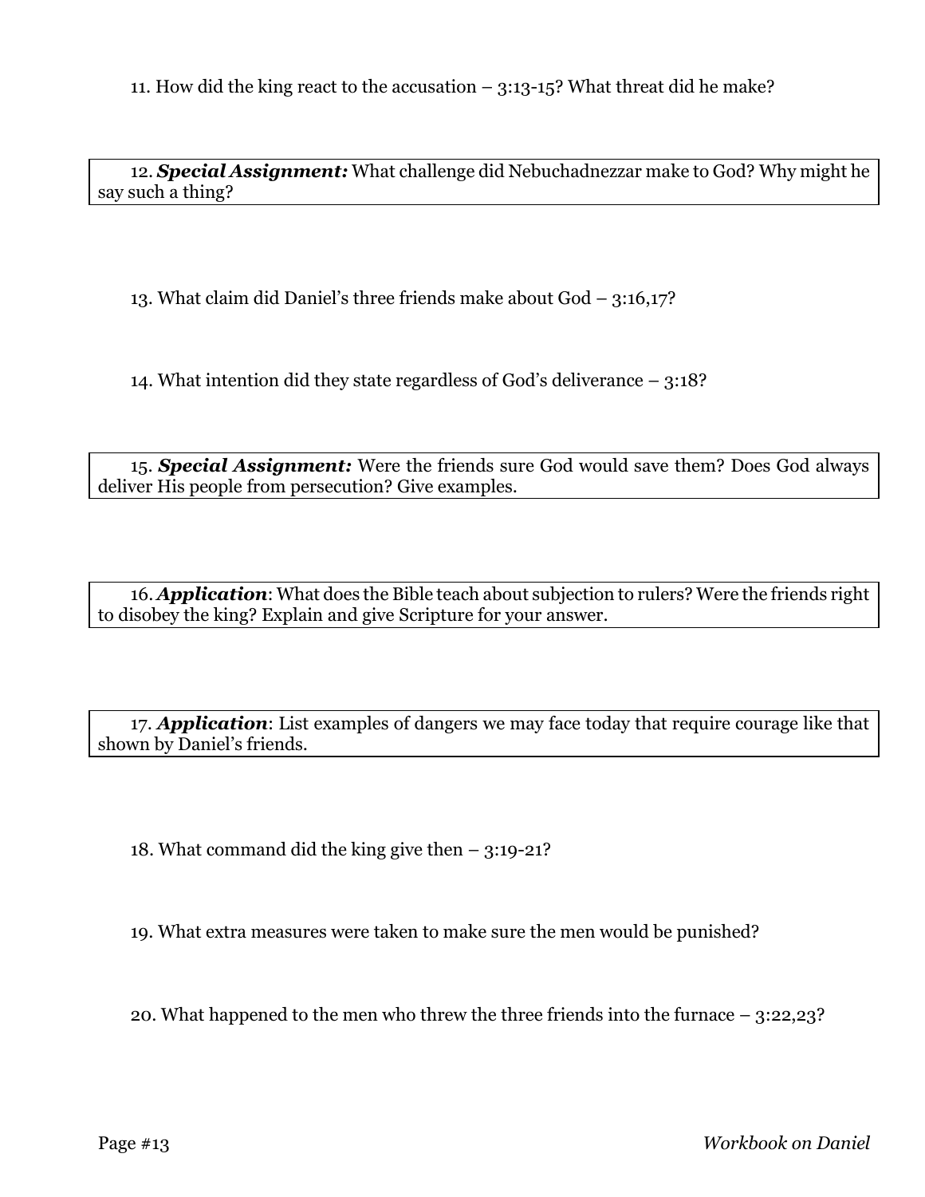11. How did the king react to the accusation – 3:13-15? What threat did he make?

12. ***Special Assignment:*** What challenge did Nebuchadnezzar make to God? Why might he say such a thing?

13. What claim did Daniel's three friends make about God – 3:16,17?

14. What intention did they state regardless of God's deliverance – 3:18?

15. ***Special Assignment:*** Were the friends sure God would save them? Does God always deliver His people from persecution? Give examples.

16. ***Application***: What does the Bible teach about subjection to rulers? Were the friends right to disobey the king? Explain and give Scripture for your answer.

17. ***Application***: List examples of dangers we may face today that require courage like that shown by Daniel's friends.

18. What command did the king give then – 3:19-21?

19. What extra measures were taken to make sure the men would be punished?

20. What happened to the men who threw the three friends into the furnace – 3:22,23?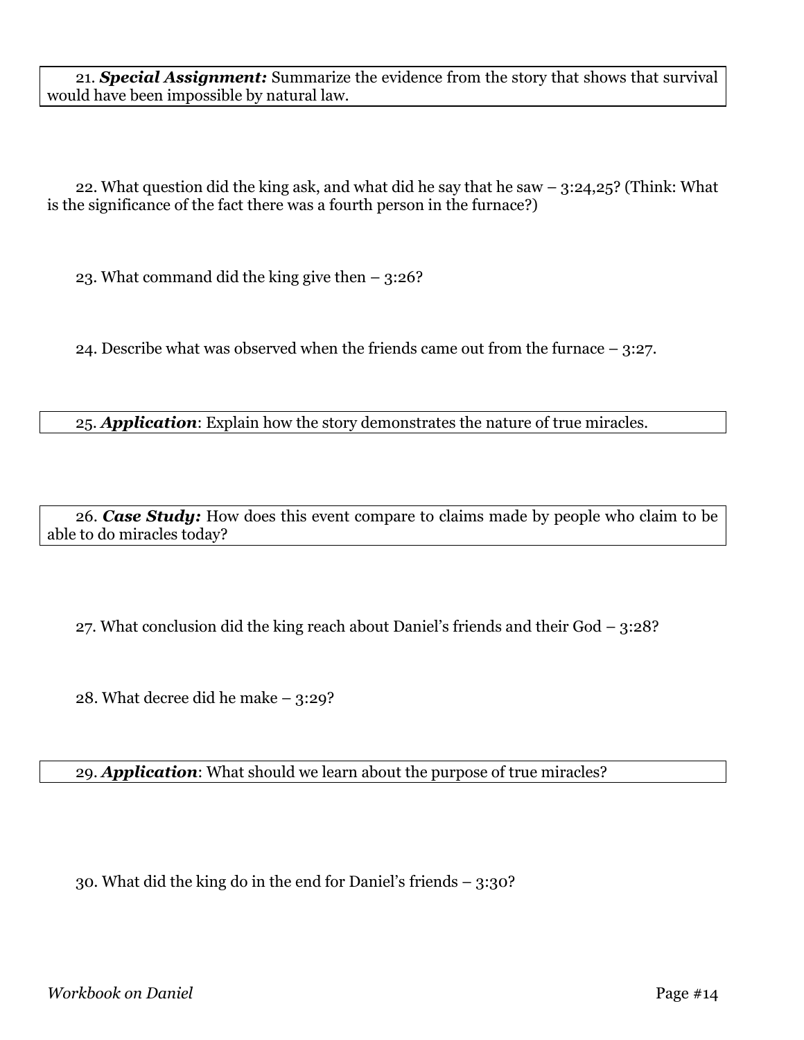21. ***Special Assignment:*** Summarize the evidence from the story that shows that survival would have been impossible by natural law.

22. What question did the king ask, and what did he say that he saw – 3:24,25? (Think: What is the significance of the fact there was a fourth person in the furnace?)

23. What command did the king give then – 3:26?

24. Describe what was observed when the friends came out from the furnace – 3:27.

25. ***Application***: Explain how the story demonstrates the nature of true miracles.

26. ***Case Study:*** How does this event compare to claims made by people who claim to be able to do miracles today?

27. What conclusion did the king reach about Daniel's friends and their God – 3:28?

28. What decree did he make – 3:29?

29. ***Application***: What should we learn about the purpose of true miracles?

30. What did the king do in the end for Daniel's friends – 3:30?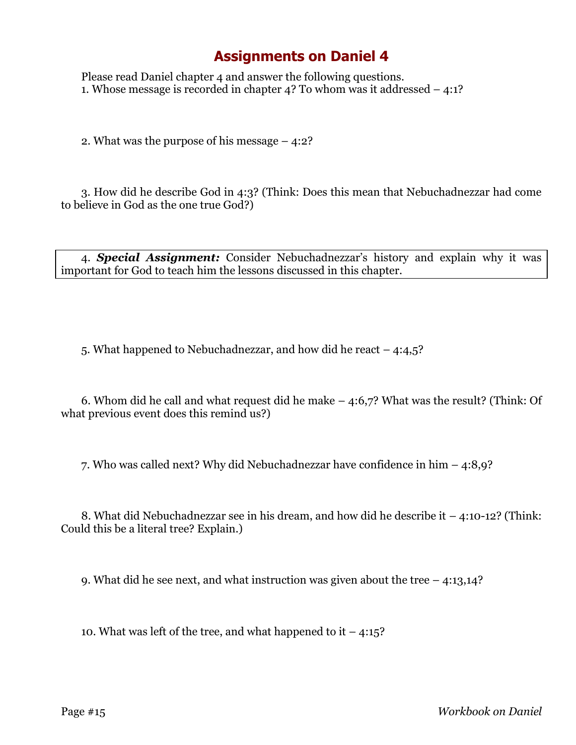# Assignments on Daniel 4

Please read Daniel chapter 4 and answer the following questions.

1. Whose message is recorded in chapter 4? To whom was it addressed – 4:1?

2. What was the purpose of his message – 4:2?

3. How did he describe God in 4:3? (Think: Does this mean that Nebuchadnezzar had come to believe in God as the one true God?)

4. ***Special Assignment:*** Consider Nebuchadnezzar's history and explain why it was important for God to teach him the lessons discussed in this chapter.

5. What happened to Nebuchadnezzar, and how did he react – 4:4,5?

6. Whom did he call and what request did he make – 4:6,7? What was the result? (Think: Of what previous event does this remind us?)

7. Who was called next? Why did Nebuchadnezzar have confidence in him – 4:8,9?

8. What did Nebuchadnezzar see in his dream, and how did he describe it – 4:10-12? (Think: Could this be a literal tree? Explain.)

9. What did he see next, and what instruction was given about the tree – 4:13,14?

10. What was left of the tree, and what happened to it – 4:15?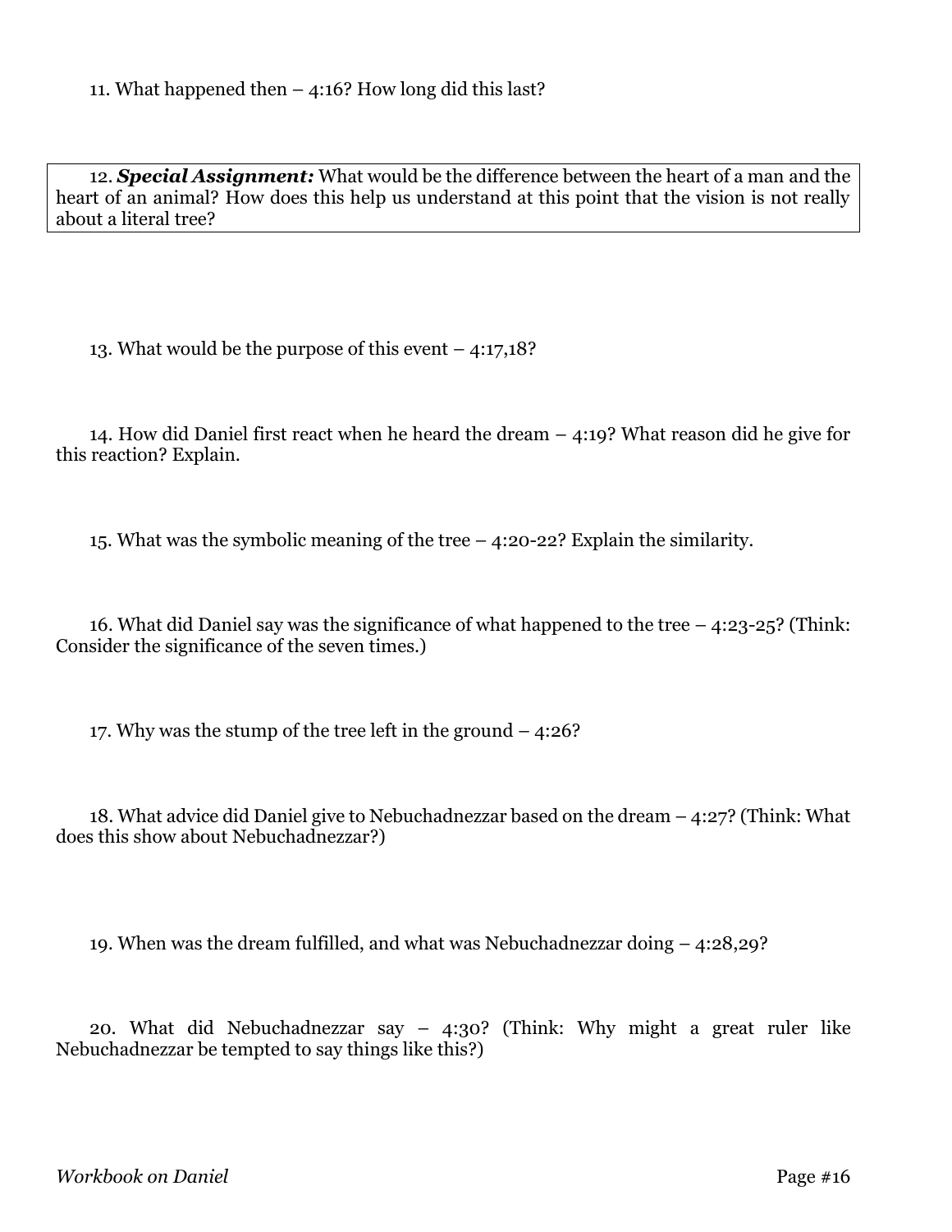11. What happened then – 4:16? How long did this last?

12. ***Special Assignment:*** What would be the difference between the heart of a man and the heart of an animal? How does this help us understand at this point that the vision is not really about a literal tree?

13. What would be the purpose of this event – 4:17,18?

14. How did Daniel first react when he heard the dream – 4:19? What reason did he give for this reaction? Explain.

15. What was the symbolic meaning of the tree – 4:20-22? Explain the similarity.

16. What did Daniel say was the significance of what happened to the tree – 4:23-25? (Think: Consider the significance of the seven times.)

17. Why was the stump of the tree left in the ground – 4:26?

18. What advice did Daniel give to Nebuchadnezzar based on the dream – 4:27? (Think: What does this show about Nebuchadnezzar?)

19. When was the dream fulfilled, and what was Nebuchadnezzar doing – 4:28,29?

20. What did Nebuchadnezzar say – 4:30? (Think: Why might a great ruler like Nebuchadnezzar be tempted to say things like this?)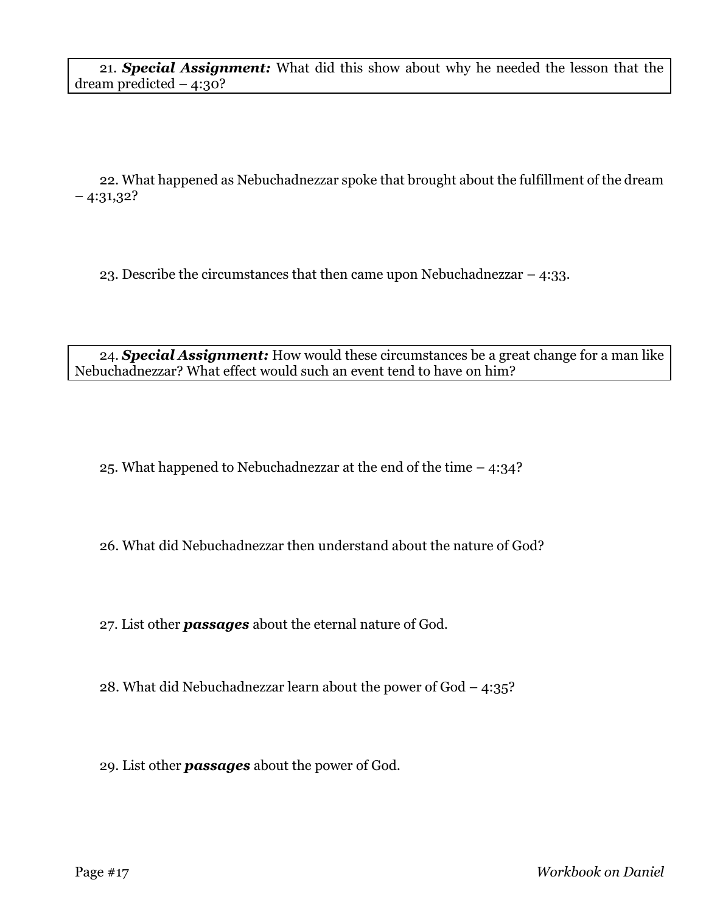21. ***Special Assignment:*** What did this show about why he needed the lesson that the dream predicted – 4:30?

22. What happened as Nebuchadnezzar spoke that brought about the fulfillment of the dream – 4:31,32?

23. Describe the circumstances that then came upon Nebuchadnezzar – 4:33.

24. ***Special Assignment:*** How would these circumstances be a great change for a man like Nebuchadnezzar? What effect would such an event tend to have on him?

25. What happened to Nebuchadnezzar at the end of the time – 4:34?

26. What did Nebuchadnezzar then understand about the nature of God?

27. List other ***passages*** about the eternal nature of God.

28. What did Nebuchadnezzar learn about the power of God – 4:35?

29. List other ***passages*** about the power of God.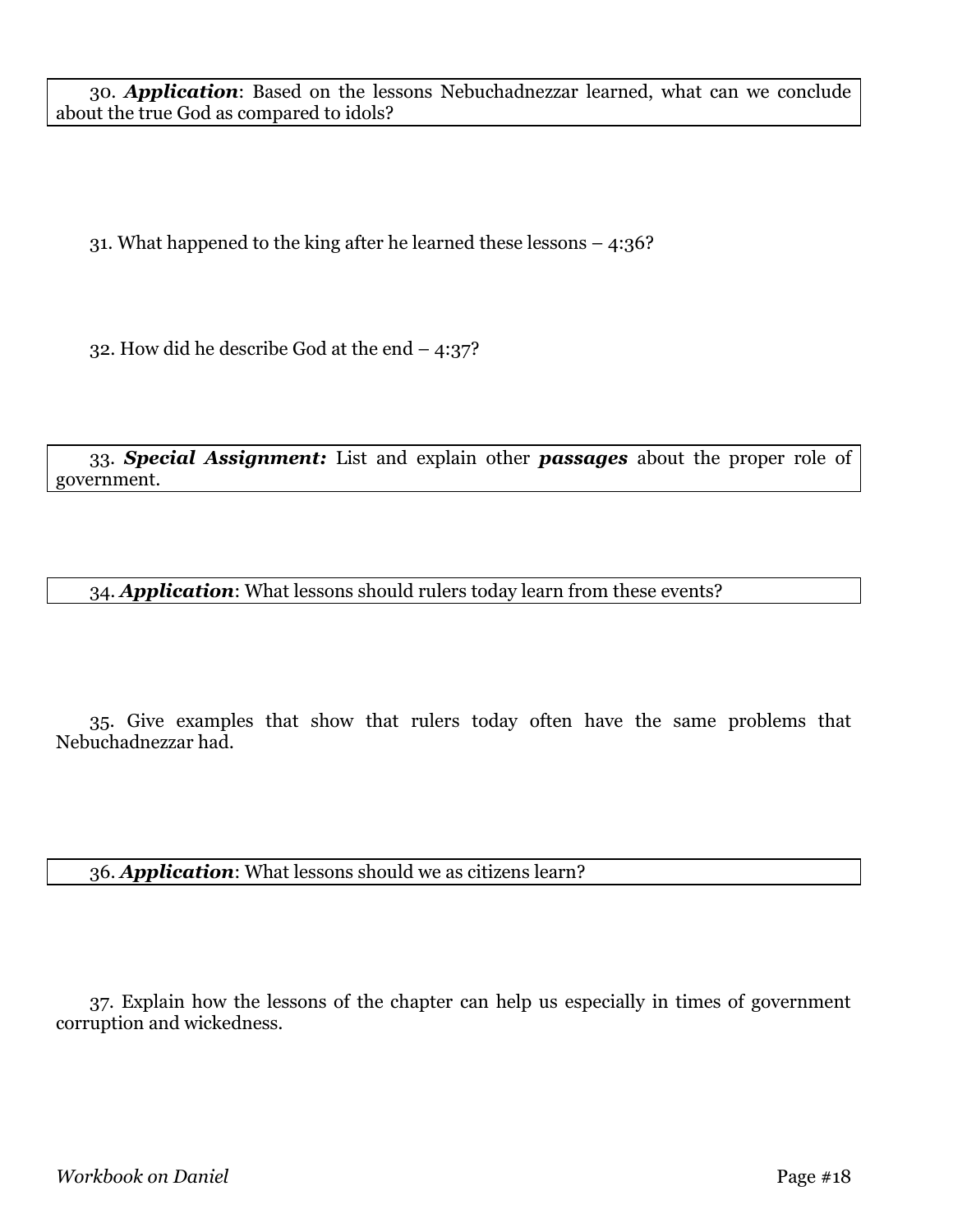30. ***Application***: Based on the lessons Nebuchadnezzar learned, what can we conclude about the true God as compared to idols?

31. What happened to the king after he learned these lessons – 4:36?

32. How did he describe God at the end – 4:37?

33. ***Special Assignment:*** List and explain other ***passages*** about the proper role of government.

34. ***Application***: What lessons should rulers today learn from these events?

35. Give examples that show that rulers today often have the same problems that Nebuchadnezzar had.

36. ***Application***: What lessons should we as citizens learn?

37. Explain how the lessons of the chapter can help us especially in times of government corruption and wickedness.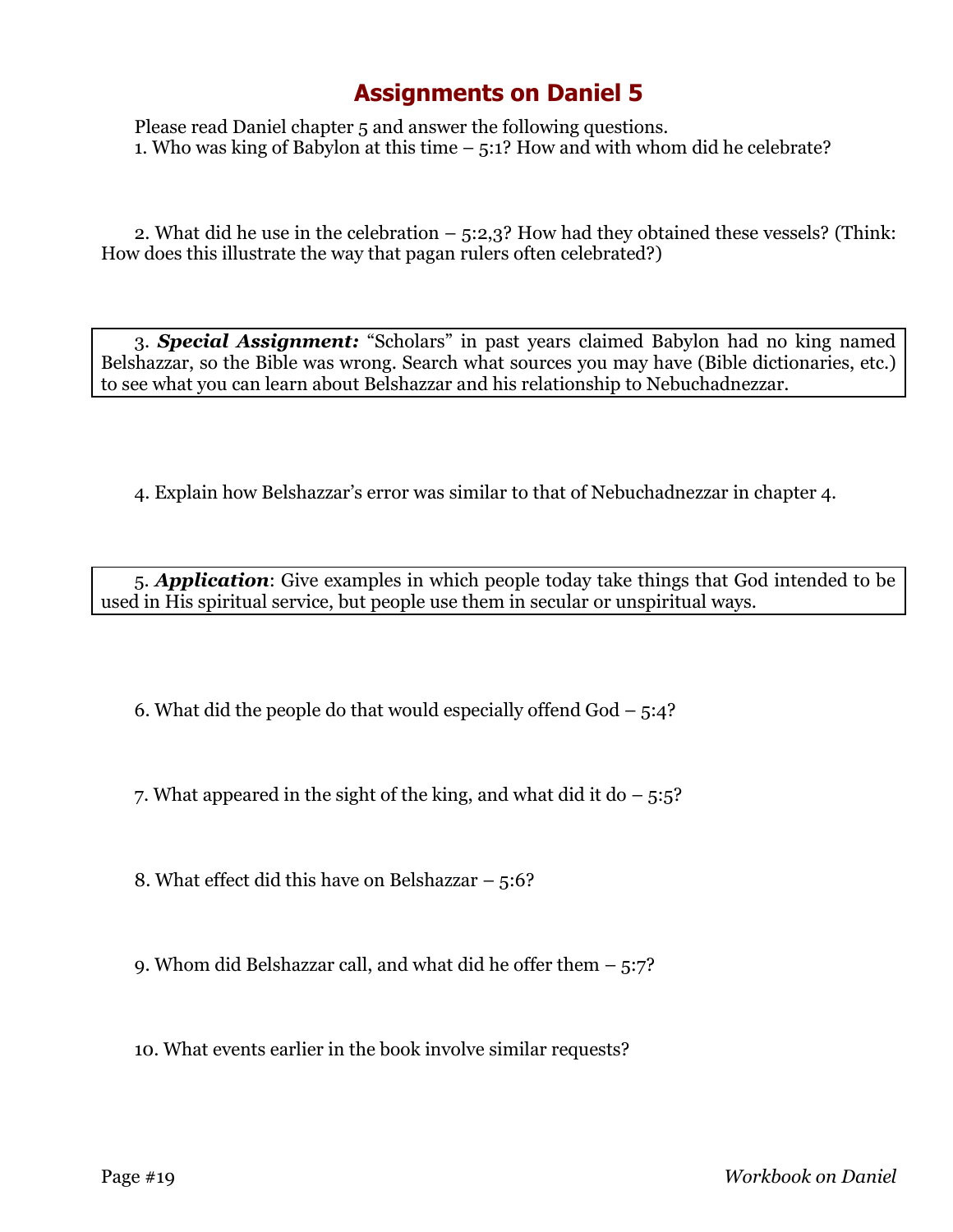# Assignments on Daniel 5

Please read Daniel chapter 5 and answer the following questions.

1. Who was king of Babylon at this time – 5:1? How and with whom did he celebrate?

2. What did he use in the celebration – 5:2,3? How had they obtained these vessels? (Think: How does this illustrate the way that pagan rulers often celebrated?)

3. ***Special Assignment:*** "Scholars" in past years claimed Babylon had no king named Belshazzar, so the Bible was wrong. Search what sources you may have (Bible dictionaries, etc.) to see what you can learn about Belshazzar and his relationship to Nebuchadnezzar.

4. Explain how Belshazzar's error was similar to that of Nebuchadnezzar in chapter 4.

5. ***Application***: Give examples in which people today take things that God intended to be used in His spiritual service, but people use them in secular or unspiritual ways.

6. What did the people do that would especially offend God – 5:4?

7. What appeared in the sight of the king, and what did it do – 5:5?

8. What effect did this have on Belshazzar – 5:6?

9. Whom did Belshazzar call, and what did he offer them – 5:7?

10. What events earlier in the book involve similar requests?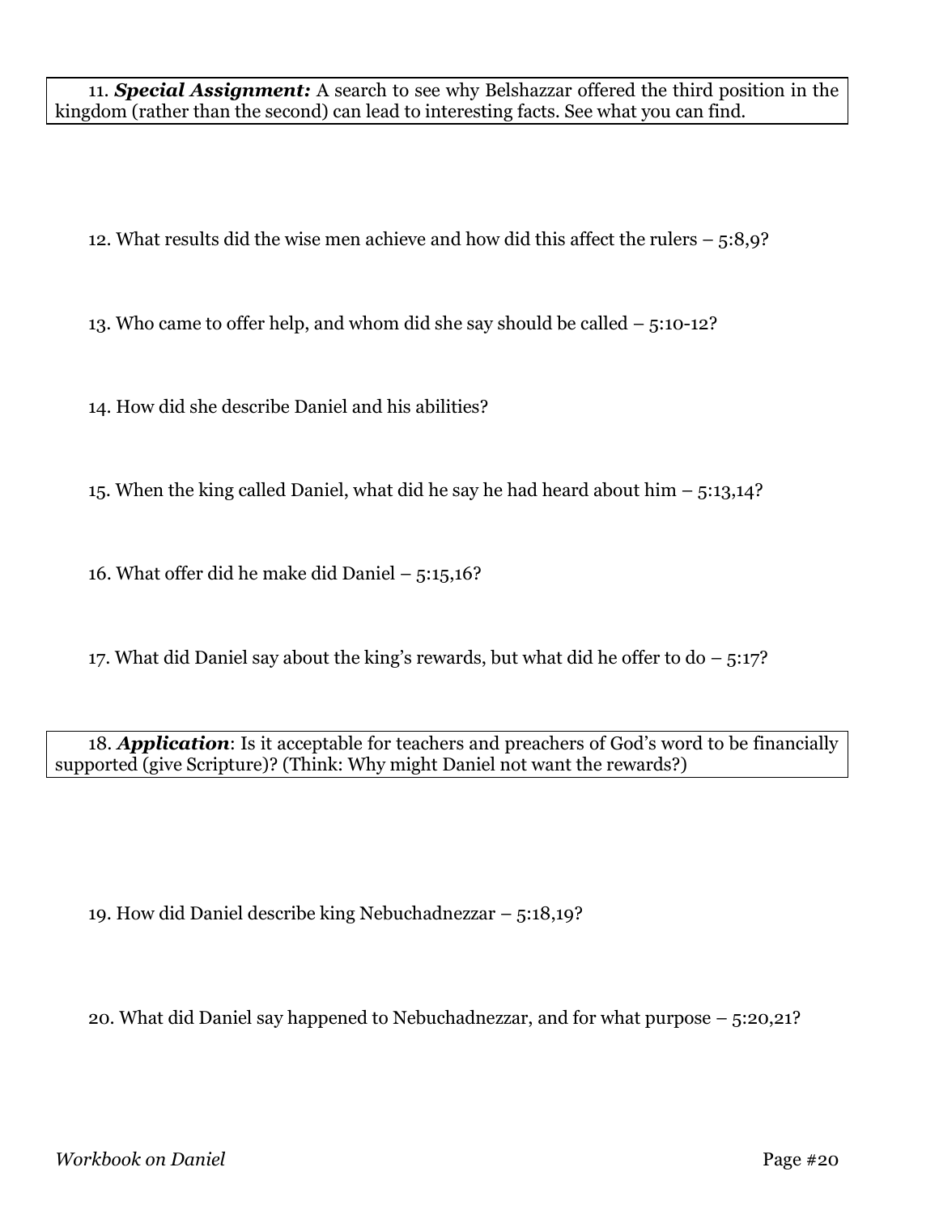11. ***Special Assignment:*** A search to see why Belshazzar offered the third position in the kingdom (rather than the second) can lead to interesting facts. See what you can find.

12. What results did the wise men achieve and how did this affect the rulers – 5:8,9?

13. Who came to offer help, and whom did she say should be called – 5:10-12?

14. How did she describe Daniel and his abilities?

15. When the king called Daniel, what did he say he had heard about him – 5:13,14?

16. What offer did he make did Daniel – 5:15,16?

17. What did Daniel say about the king's rewards, but what did he offer to do – 5:17?

18. ***Application***: Is it acceptable for teachers and preachers of God's word to be financially supported (give Scripture)? (Think: Why might Daniel not want the rewards?)

19. How did Daniel describe king Nebuchadnezzar – 5:18,19?

20. What did Daniel say happened to Nebuchadnezzar, and for what purpose – 5:20,21?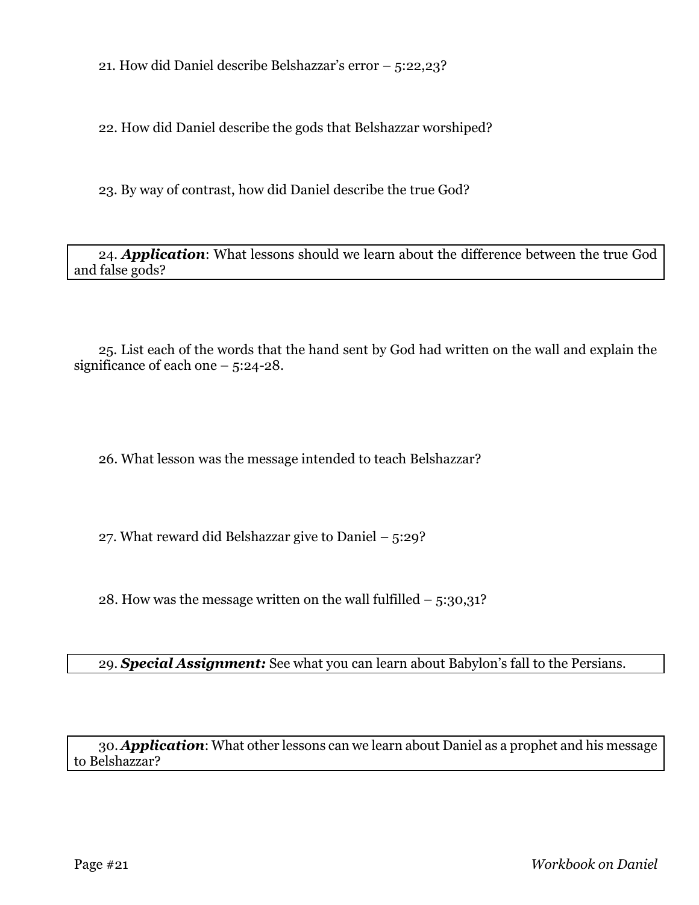21. How did Daniel describe Belshazzar's error – 5:22,23?

22. How did Daniel describe the gods that Belshazzar worshiped?

23. By way of contrast, how did Daniel describe the true God?

24. ***Application***: What lessons should we learn about the difference between the true God and false gods?

25. List each of the words that the hand sent by God had written on the wall and explain the significance of each one – 5:24-28.

26. What lesson was the message intended to teach Belshazzar?

27. What reward did Belshazzar give to Daniel – 5:29?

28. How was the message written on the wall fulfilled – 5:30,31?

29. ***Special Assignment:*** See what you can learn about Babylon's fall to the Persians.

30. ***Application***: What other lessons can we learn about Daniel as a prophet and his message to Belshazzar?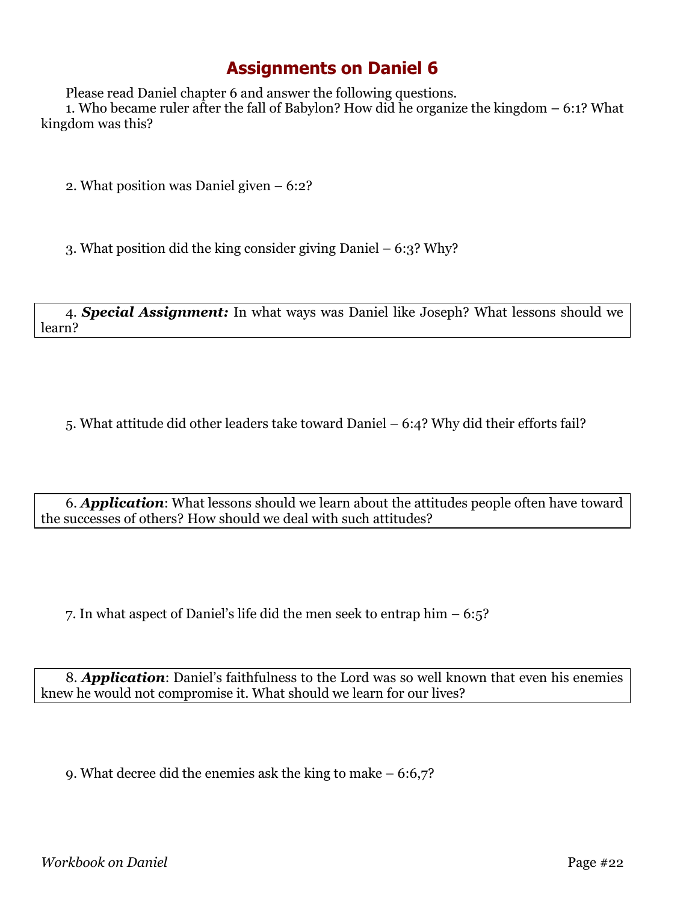# Assignments on Daniel 6

Please read Daniel chapter 6 and answer the following questions.

1. Who became ruler after the fall of Babylon? How did he organize the kingdom – 6:1? What kingdom was this?

2. What position was Daniel given – 6:2?

3. What position did the king consider giving Daniel – 6:3? Why?

4. ***Special Assignment:*** In what ways was Daniel like Joseph? What lessons should we learn?

5. What attitude did other leaders take toward Daniel – 6:4? Why did their efforts fail?

6. ***Application***: What lessons should we learn about the attitudes people often have toward the successes of others? How should we deal with such attitudes?

7. In what aspect of Daniel's life did the men seek to entrap him – 6:5?

8. ***Application***: Daniel's faithfulness to the Lord was so well known that even his enemies knew he would not compromise it. What should we learn for our lives?

9. What decree did the enemies ask the king to make – 6:6,7?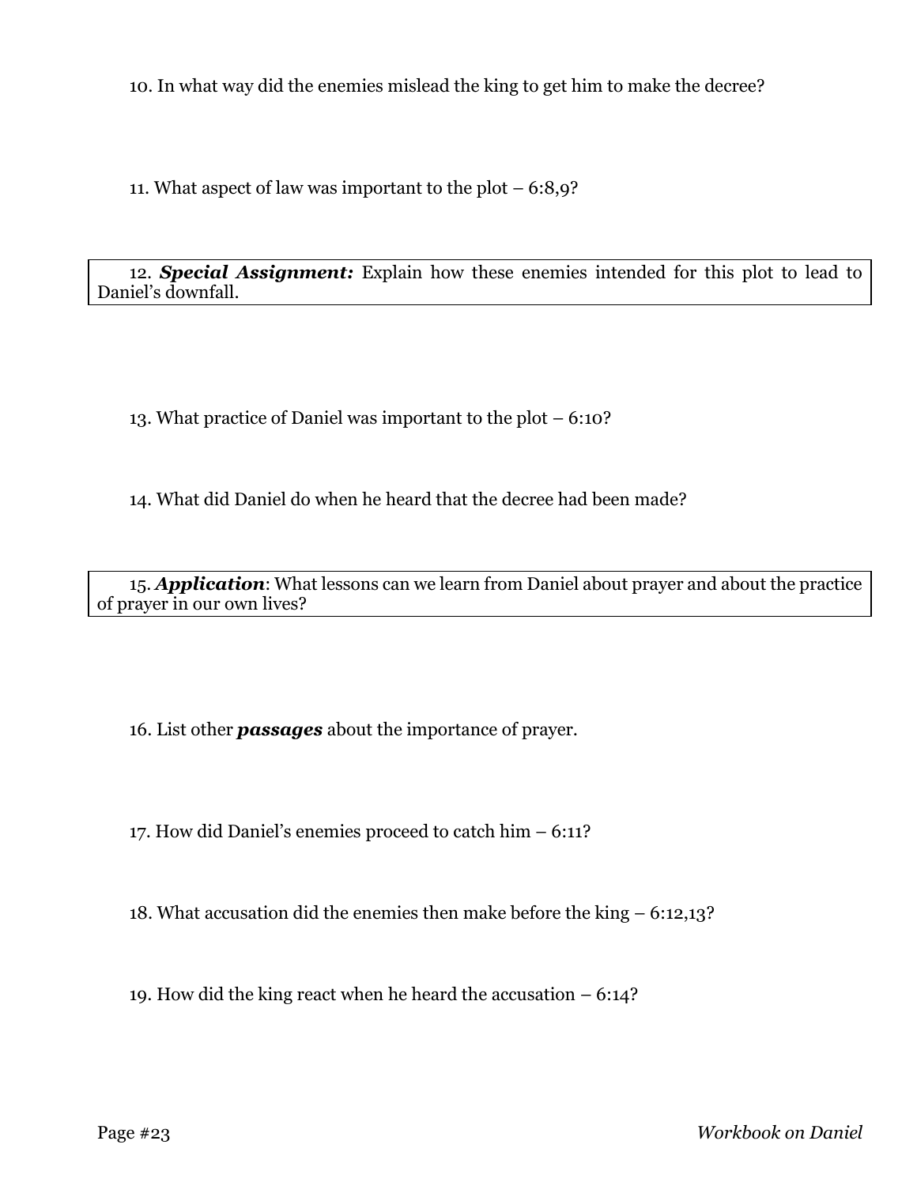10. In what way did the enemies mislead the king to get him to make the decree?

11. What aspect of law was important to the plot – 6:8,9?

12. ***Special Assignment:*** Explain how these enemies intended for this plot to lead to Daniel's downfall.

13. What practice of Daniel was important to the plot – 6:10?

14. What did Daniel do when he heard that the decree had been made?

15. ***Application***: What lessons can we learn from Daniel about prayer and about the practice of prayer in our own lives?

16. List other ***passages*** about the importance of prayer.

17. How did Daniel's enemies proceed to catch him – 6:11?

18. What accusation did the enemies then make before the king – 6:12,13?

19. How did the king react when he heard the accusation – 6:14?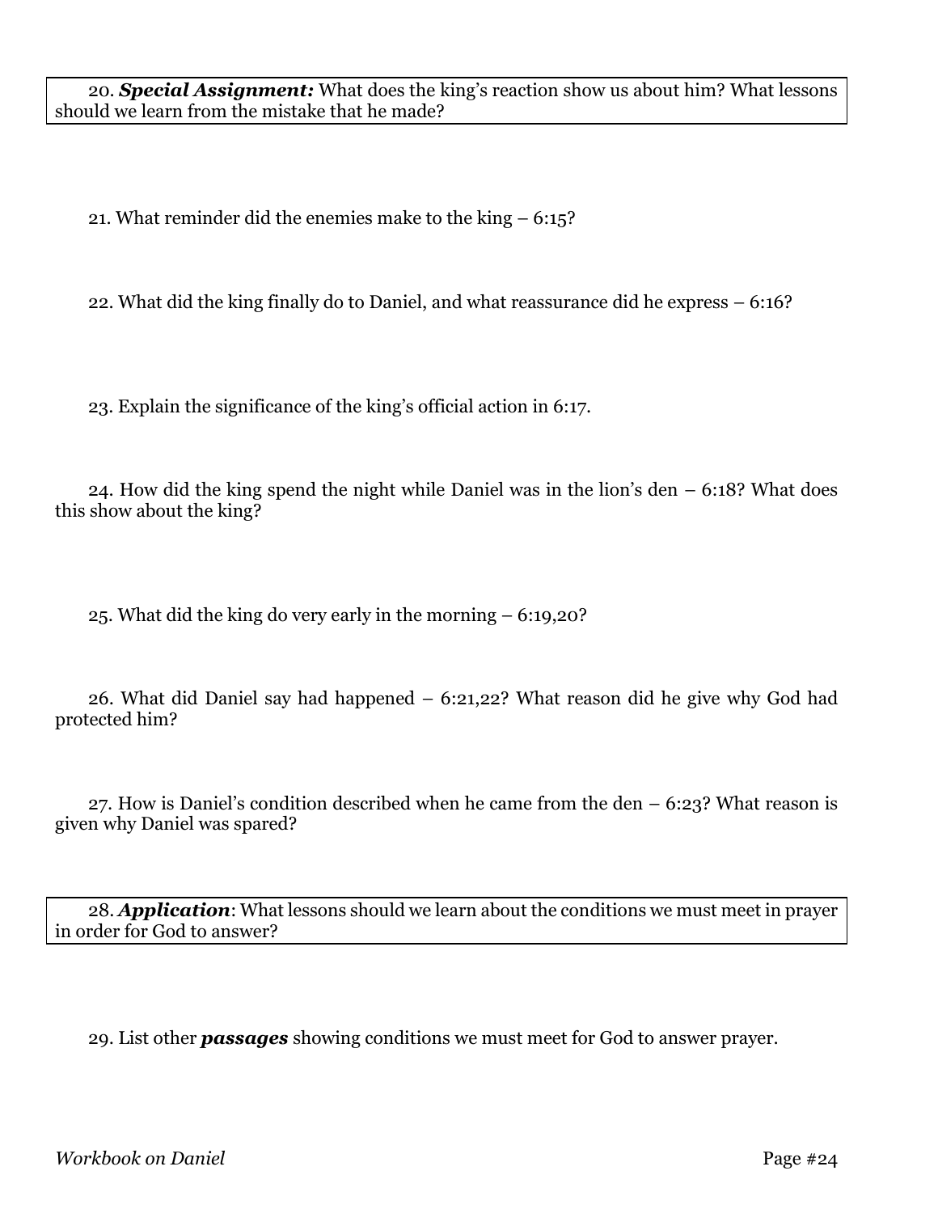20. ***Special Assignment:*** What does the king's reaction show us about him? What lessons should we learn from the mistake that he made?

21. What reminder did the enemies make to the king – 6:15?

22. What did the king finally do to Daniel, and what reassurance did he express – 6:16?

23. Explain the significance of the king's official action in 6:17.

24. How did the king spend the night while Daniel was in the lion's den – 6:18? What does this show about the king?

25. What did the king do very early in the morning – 6:19,20?

26. What did Daniel say had happened – 6:21,22? What reason did he give why God had protected him?

27. How is Daniel's condition described when he came from the den – 6:23? What reason is given why Daniel was spared?

28. ***Application***: What lessons should we learn about the conditions we must meet in prayer in order for God to answer?

29. List other ***passages*** showing conditions we must meet for God to answer prayer.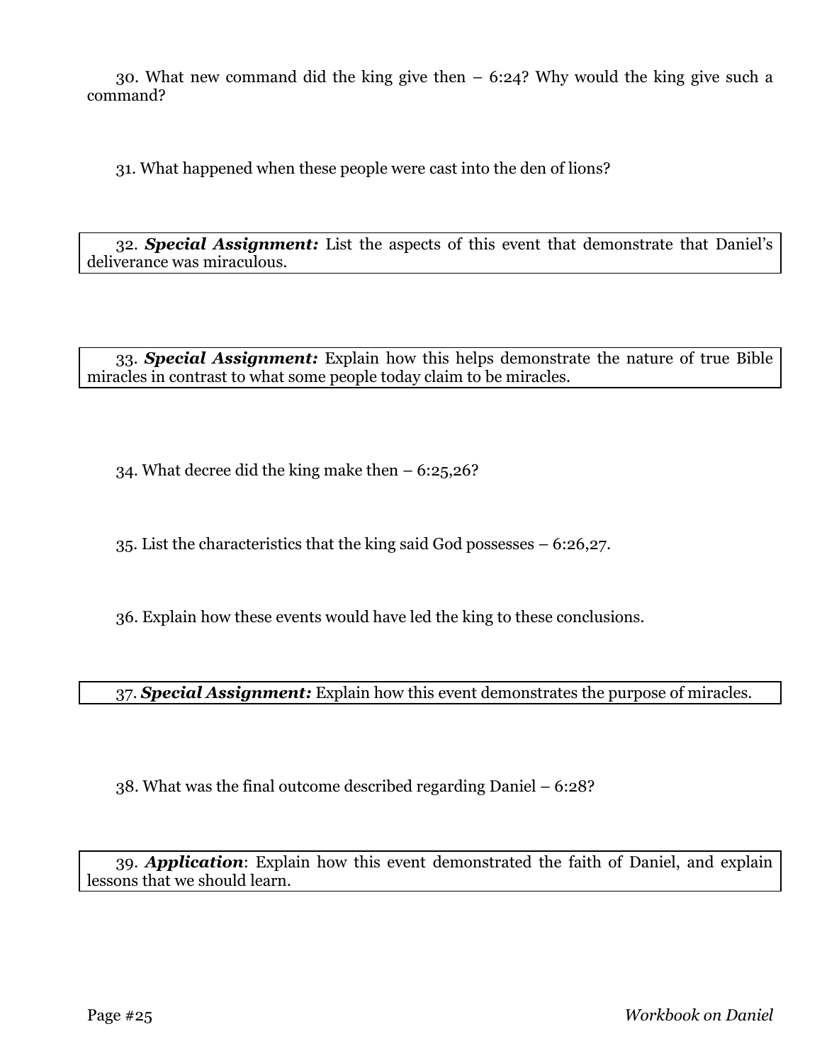30. What new command did the king give then – 6:24? Why would the king give such a command?

31. What happened when these people were cast into the den of lions?

32. ***Special Assignment:*** List the aspects of this event that demonstrate that Daniel's deliverance was miraculous.

33. ***Special Assignment:*** Explain how this helps demonstrate the nature of true Bible miracles in contrast to what some people today claim to be miracles.

34. What decree did the king make then – 6:25,26?

35. List the characteristics that the king said God possesses – 6:26,27.

36. Explain how these events would have led the king to these conclusions.

37. ***Special Assignment:*** Explain how this event demonstrates the purpose of miracles.

38. What was the final outcome described regarding Daniel – 6:28?

39. ***Application***: Explain how this event demonstrated the faith of Daniel, and explain lessons that we should learn.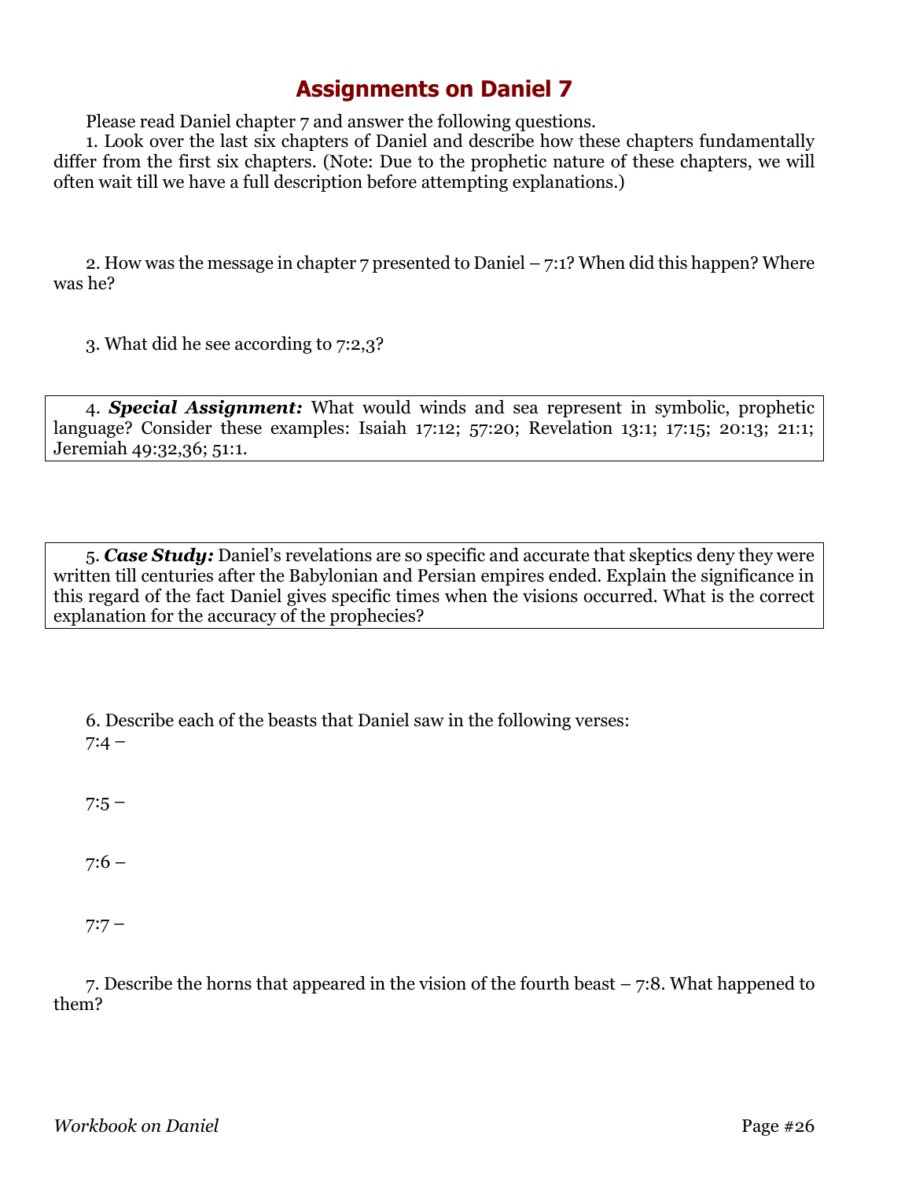# Assignments on Daniel 7

Please read Daniel chapter 7 and answer the following questions.

1. Look over the last six chapters of Daniel and describe how these chapters fundamentally differ from the first six chapters. (Note: Due to the prophetic nature of these chapters, we will often wait till we have a full description before attempting explanations.)

2. How was the message in chapter 7 presented to Daniel – 7:1? When did this happen? Where was he?

3. What did he see according to 7:2,3?

4. ***Special Assignment:*** What would winds and sea represent in symbolic, prophetic language? Consider these examples: Isaiah 17:12; 57:20; Revelation 13:1; 17:15; 20:13; 21:1; Jeremiah 49:32,36; 51:1.

5. ***Case Study:*** Daniel's revelations are so specific and accurate that skeptics deny they were written till centuries after the Babylonian and Persian empires ended. Explain the significance in this regard of the fact Daniel gives specific times when the visions occurred. What is the correct explanation for the accuracy of the prophecies?

6. Describe each of the beasts that Daniel saw in the following verses:

7:4 –

7:5 –

7:6 –

7:7 –

7. Describe the horns that appeared in the vision of the fourth beast – 7:8. What happened to them?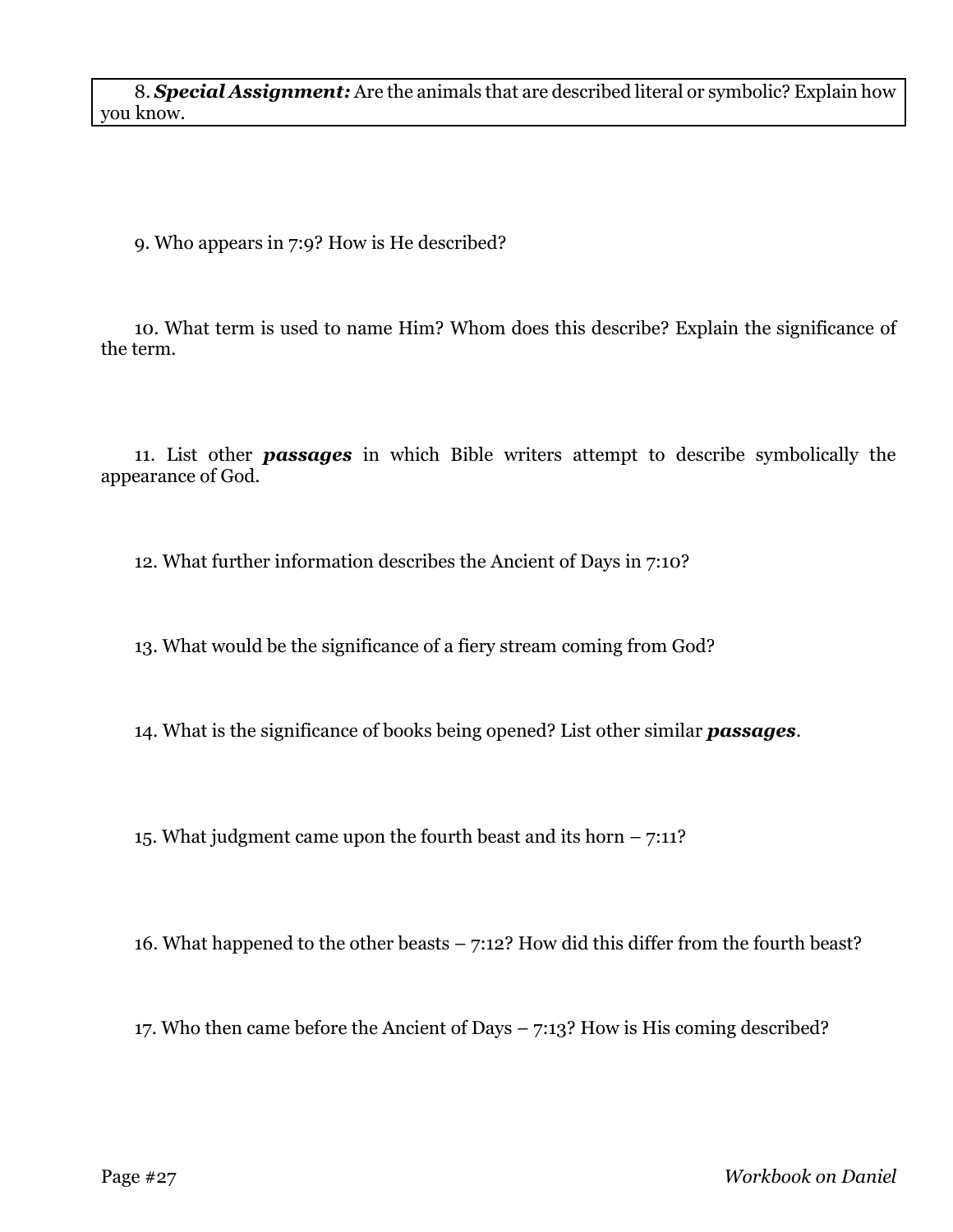8. ***Special Assignment:*** Are the animals that are described literal or symbolic? Explain how you know.

9. Who appears in 7:9? How is He described?

10. What term is used to name Him? Whom does this describe? Explain the significance of the term.

11. List other ***passages*** in which Bible writers attempt to describe symbolically the appearance of God.

12. What further information describes the Ancient of Days in 7:10?

13. What would be the significance of a fiery stream coming from God?

14. What is the significance of books being opened? List other similar ***passages***.

15. What judgment came upon the fourth beast and its horn – 7:11?

16. What happened to the other beasts – 7:12? How did this differ from the fourth beast?

17. Who then came before the Ancient of Days – 7:13? How is His coming described?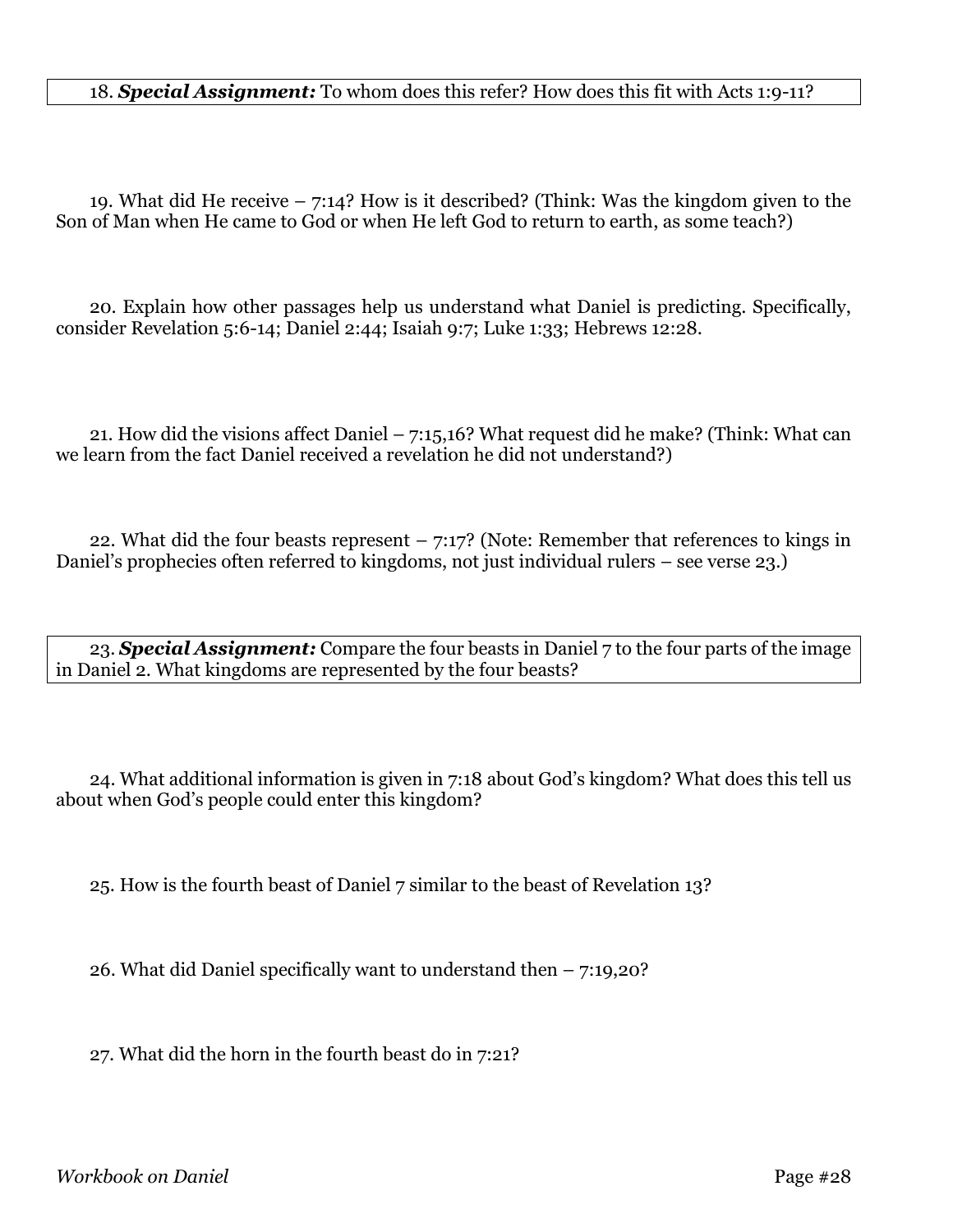18. ***Special Assignment:*** To whom does this refer? How does this fit with Acts 1:9-11?

19. What did He receive – 7:14? How is it described? (Think: Was the kingdom given to the Son of Man when He came to God or when He left God to return to earth, as some teach?)

20. Explain how other passages help us understand what Daniel is predicting. Specifically, consider Revelation 5:6-14; Daniel 2:44; Isaiah 9:7; Luke 1:33; Hebrews 12:28.

21. How did the visions affect Daniel – 7:15,16? What request did he make? (Think: What can we learn from the fact Daniel received a revelation he did not understand?)

22. What did the four beasts represent – 7:17? (Note: Remember that references to kings in Daniel's prophecies often referred to kingdoms, not just individual rulers – see verse 23.)

23. ***Special Assignment:*** Compare the four beasts in Daniel 7 to the four parts of the image in Daniel 2. What kingdoms are represented by the four beasts?

24. What additional information is given in 7:18 about God's kingdom? What does this tell us about when God's people could enter this kingdom?

25. How is the fourth beast of Daniel 7 similar to the beast of Revelation 13?

26. What did Daniel specifically want to understand then – 7:19,20?

27. What did the horn in the fourth beast do in 7:21?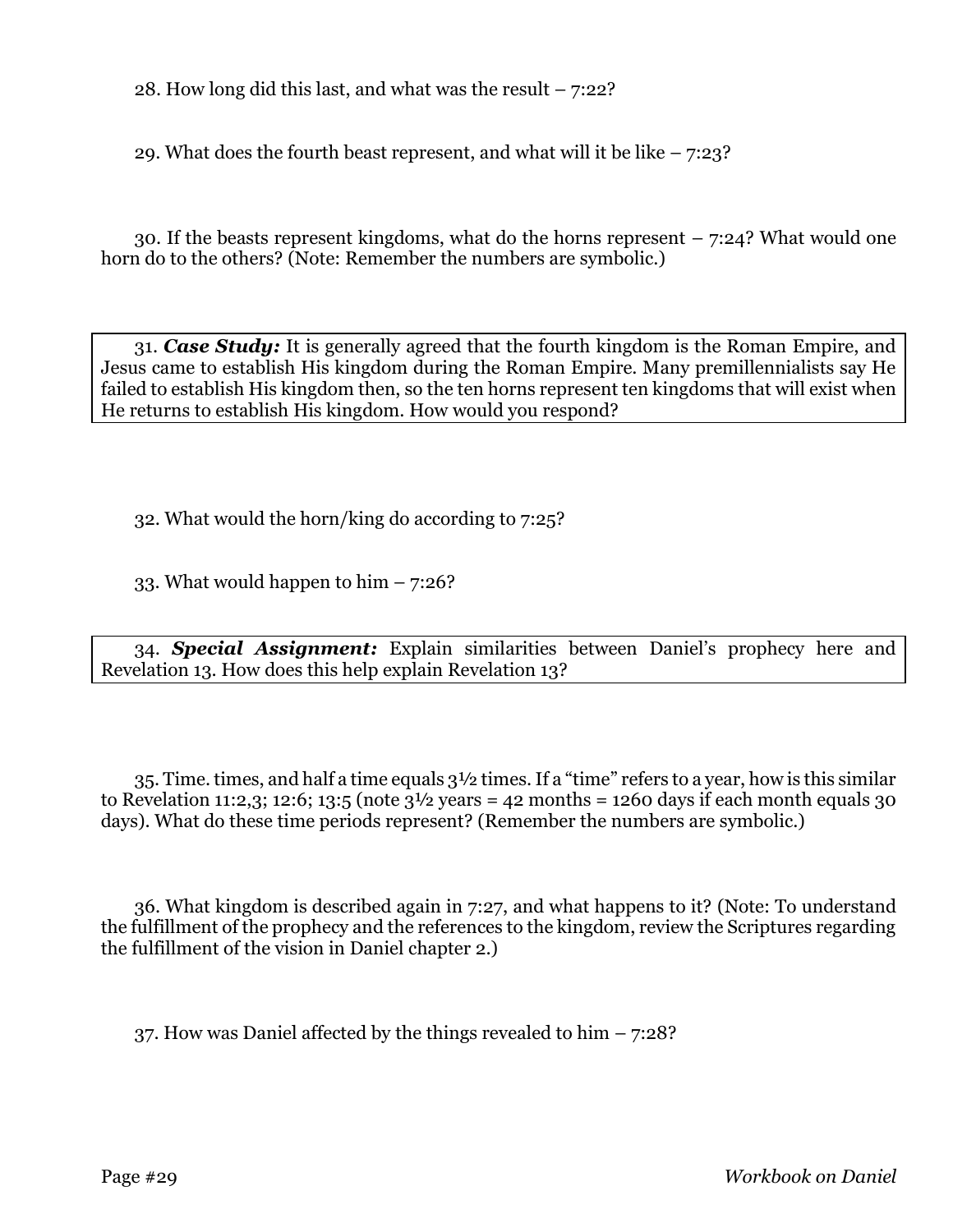28. How long did this last, and what was the result – 7:22?

29. What does the fourth beast represent, and what will it be like – 7:23?

30. If the beasts represent kingdoms, what do the horns represent – 7:24? What would one horn do to the others? (Note: Remember the numbers are symbolic.)

31. ***Case Study:*** It is generally agreed that the fourth kingdom is the Roman Empire, and Jesus came to establish His kingdom during the Roman Empire. Many premillennialists say He failed to establish His kingdom then, so the ten horns represent ten kingdoms that will exist when He returns to establish His kingdom. How would you respond?

32. What would the horn/king do according to 7:25?

33. What would happen to him – 7:26?

34. ***Special Assignment:*** Explain similarities between Daniel's prophecy here and Revelation 13. How does this help explain Revelation 13?

35. Time. times, and half a time equals 3½ times. If a "time" refers to a year, how is this similar to Revelation 11:2,3; 12:6; 13:5 (note 3½ years = 42 months = 1260 days if each month equals 30 days). What do these time periods represent? (Remember the numbers are symbolic.)

36. What kingdom is described again in 7:27, and what happens to it? (Note: To understand the fulfillment of the prophecy and the references to the kingdom, review the Scriptures regarding the fulfillment of the vision in Daniel chapter 2.)

37. How was Daniel affected by the things revealed to him – 7:28?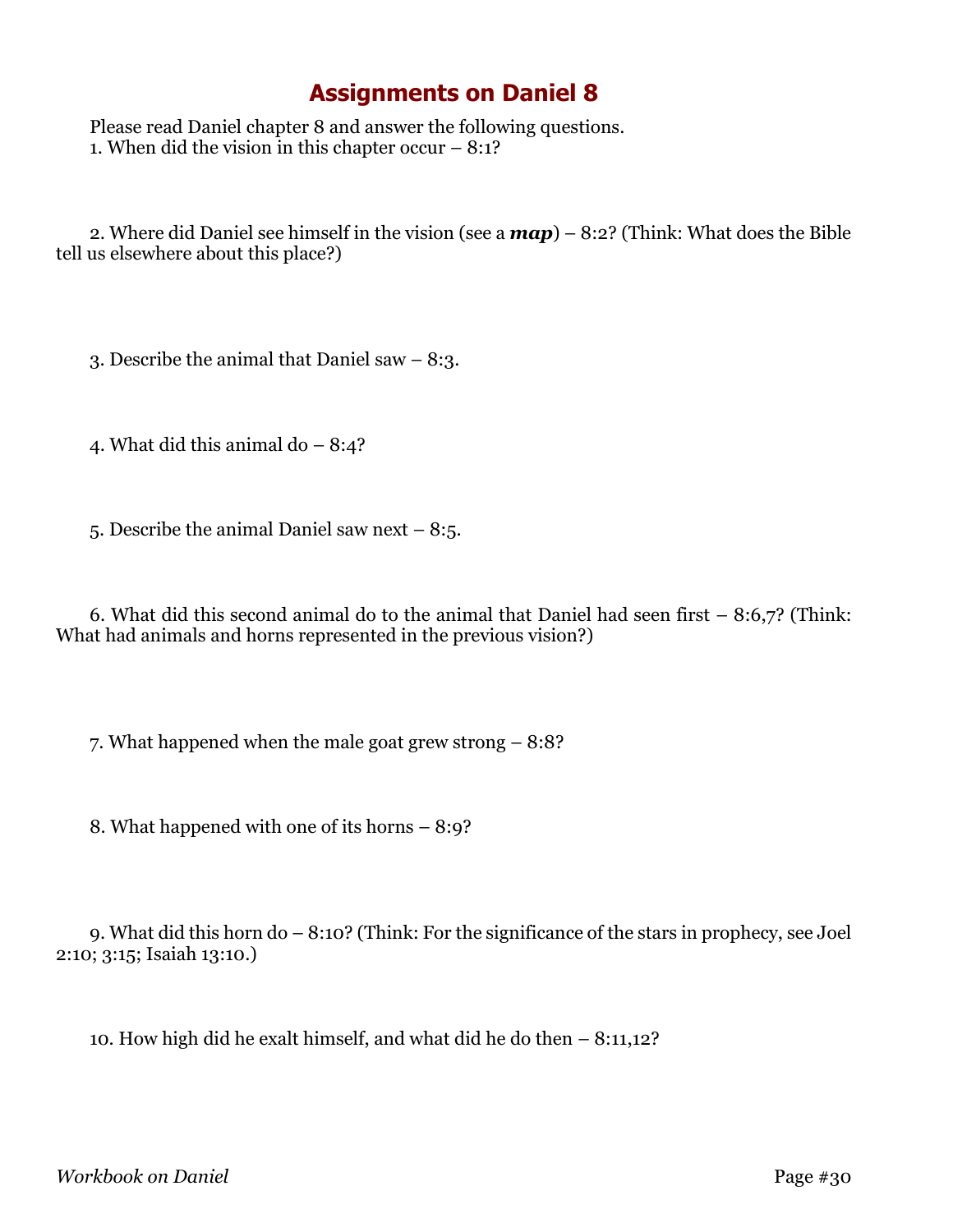# Assignments on Daniel 8

Please read Daniel chapter 8 and answer the following questions.

1. When did the vision in this chapter occur – 8:1?

2. Where did Daniel see himself in the vision (see a ***map***) – 8:2? (Think: What does the Bible tell us elsewhere about this place?)

3. Describe the animal that Daniel saw – 8:3.

4. What did this animal do – 8:4?

5. Describe the animal Daniel saw next – 8:5.

6. What did this second animal do to the animal that Daniel had seen first – 8:6,7? (Think: What had animals and horns represented in the previous vision?)

7. What happened when the male goat grew strong – 8:8?

8. What happened with one of its horns – 8:9?

9. What did this horn do – 8:10? (Think: For the significance of the stars in prophecy, see Joel 2:10; 3:15; Isaiah 13:10.)

10. How high did he exalt himself, and what did he do then – 8:11,12?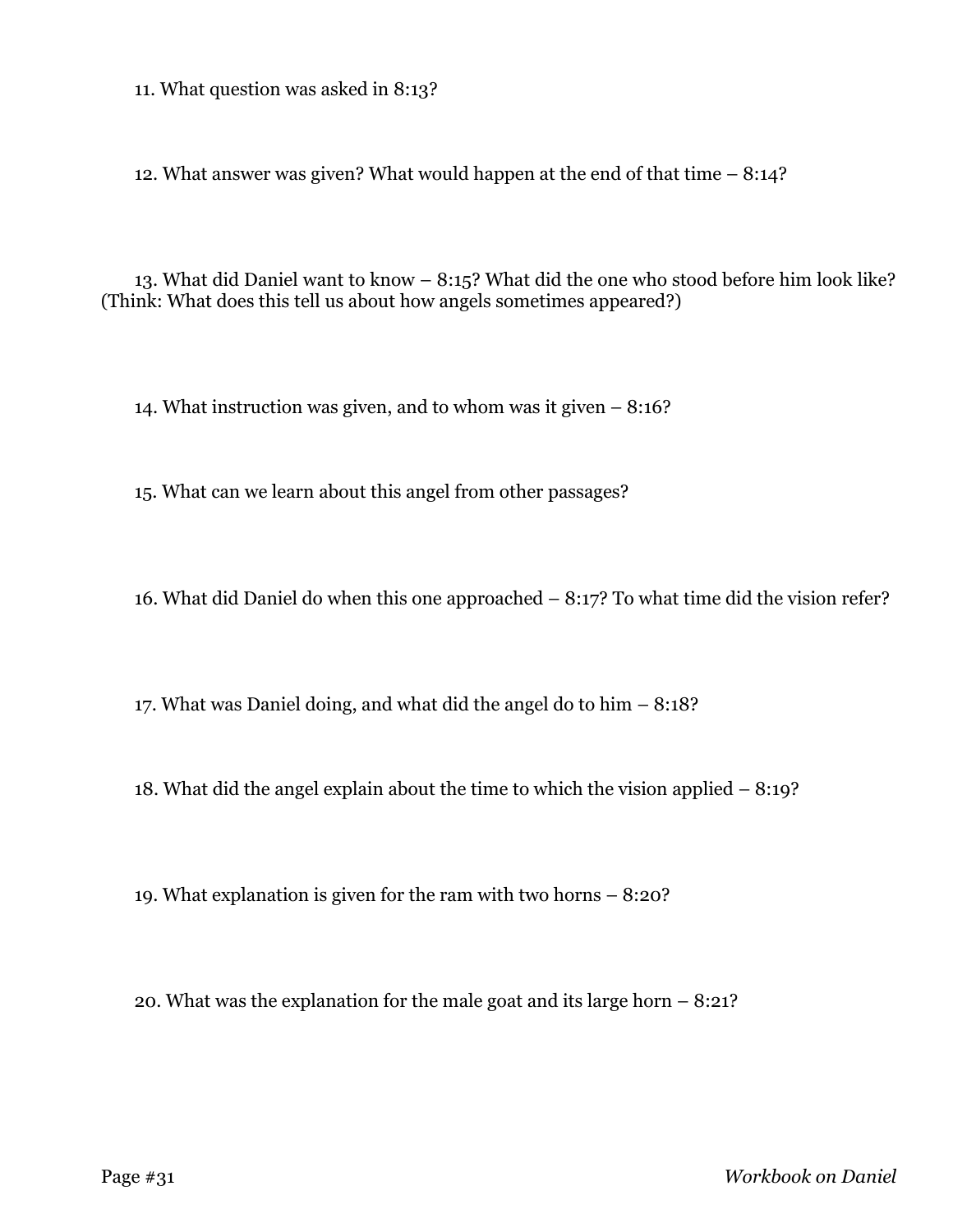11. What question was asked in 8:13?

12. What answer was given? What would happen at the end of that time – 8:14?

13. What did Daniel want to know – 8:15? What did the one who stood before him look like? (Think: What does this tell us about how angels sometimes appeared?)

14. What instruction was given, and to whom was it given – 8:16?

15. What can we learn about this angel from other passages?

16. What did Daniel do when this one approached – 8:17? To what time did the vision refer?

17. What was Daniel doing, and what did the angel do to him – 8:18?

18. What did the angel explain about the time to which the vision applied – 8:19?

19. What explanation is given for the ram with two horns – 8:20?

20. What was the explanation for the male goat and its large horn – 8:21?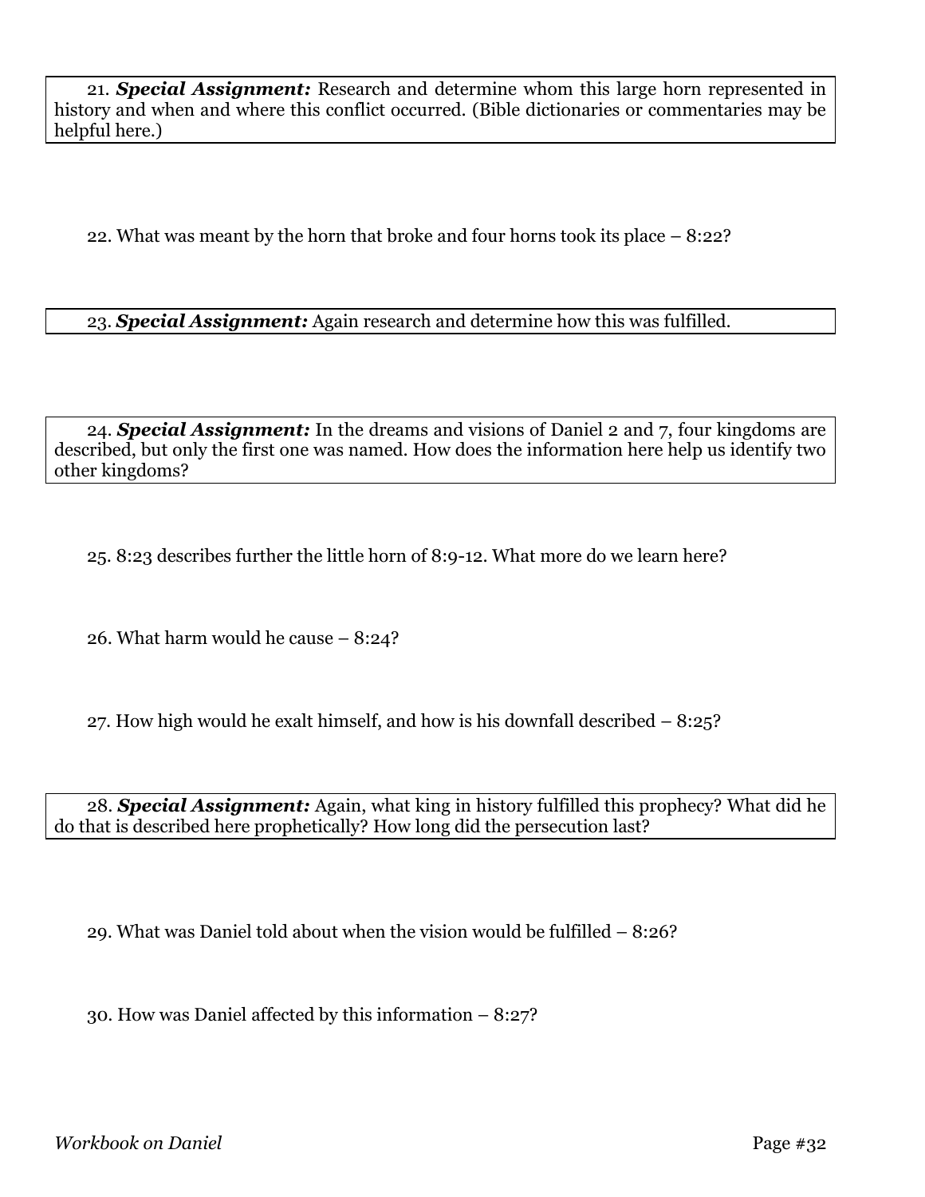21. ***Special Assignment:*** Research and determine whom this large horn represented in history and when and where this conflict occurred. (Bible dictionaries or commentaries may be helpful here.)

22. What was meant by the horn that broke and four horns took its place – 8:22?

23. ***Special Assignment:*** Again research and determine how this was fulfilled.

24. ***Special Assignment:*** In the dreams and visions of Daniel 2 and 7, four kingdoms are described, but only the first one was named. How does the information here help us identify two other kingdoms?

25. 8:23 describes further the little horn of 8:9-12. What more do we learn here?

26. What harm would he cause – 8:24?

27. How high would he exalt himself, and how is his downfall described – 8:25?

28. ***Special Assignment:*** Again, what king in history fulfilled this prophecy? What did he do that is described here prophetically? How long did the persecution last?

29. What was Daniel told about when the vision would be fulfilled – 8:26?

30. How was Daniel affected by this information – 8:27?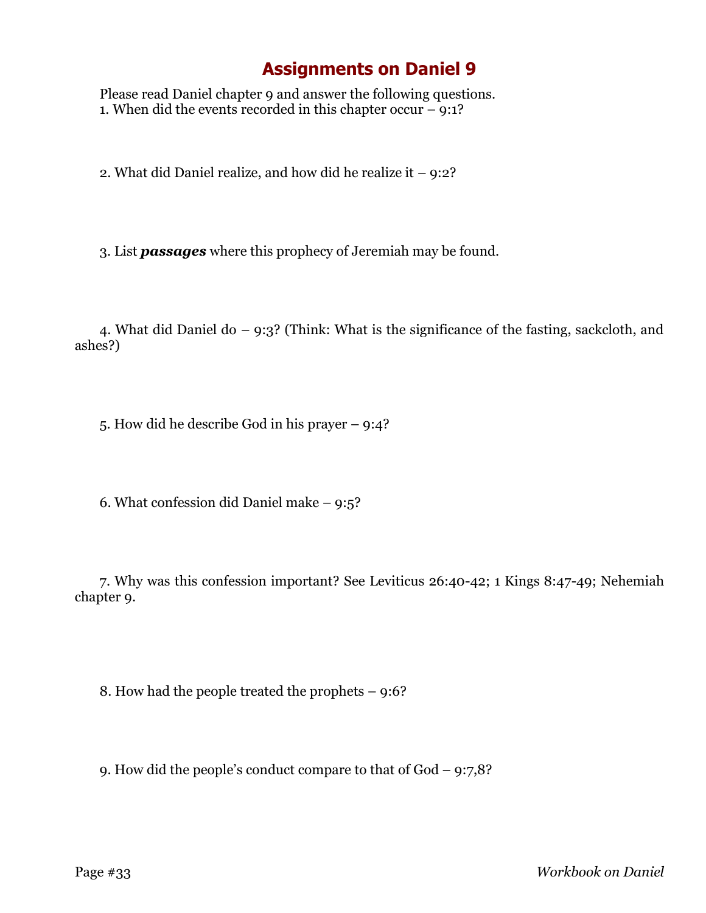# Assignments on Daniel 9

Please read Daniel chapter 9 and answer the following questions.

1. When did the events recorded in this chapter occur – 9:1?

2. What did Daniel realize, and how did he realize it – 9:2?

3. List ***passages*** where this prophecy of Jeremiah may be found.

4. What did Daniel do – 9:3? (Think: What is the significance of the fasting, sackcloth, and ashes?)

5. How did he describe God in his prayer – 9:4?

6. What confession did Daniel make – 9:5?

7. Why was this confession important? See Leviticus 26:40-42; 1 Kings 8:47-49; Nehemiah chapter 9.

8. How had the people treated the prophets – 9:6?

9. How did the people's conduct compare to that of God – 9:7,8?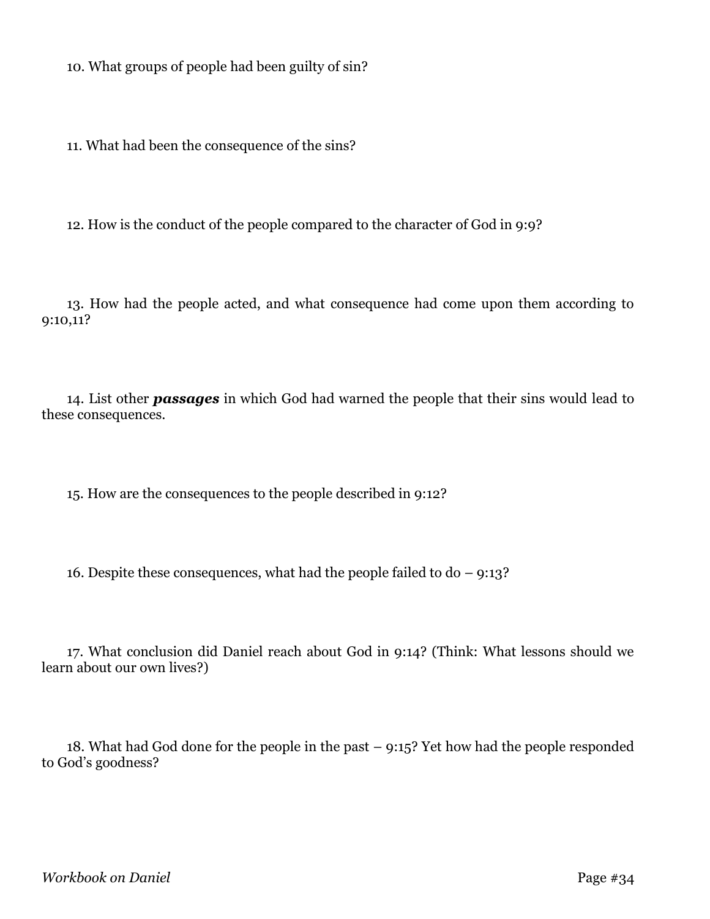10. What groups of people had been guilty of sin?

11. What had been the consequence of the sins?

12. How is the conduct of the people compared to the character of God in 9:9?

13. How had the people acted, and what consequence had come upon them according to 9:10,11?

14. List other ***passages*** in which God had warned the people that their sins would lead to these consequences.

15. How are the consequences to the people described in 9:12?

16. Despite these consequences, what had the people failed to do – 9:13?

17. What conclusion did Daniel reach about God in 9:14? (Think: What lessons should we learn about our own lives?)

18. What had God done for the people in the past – 9:15? Yet how had the people responded to God's goodness?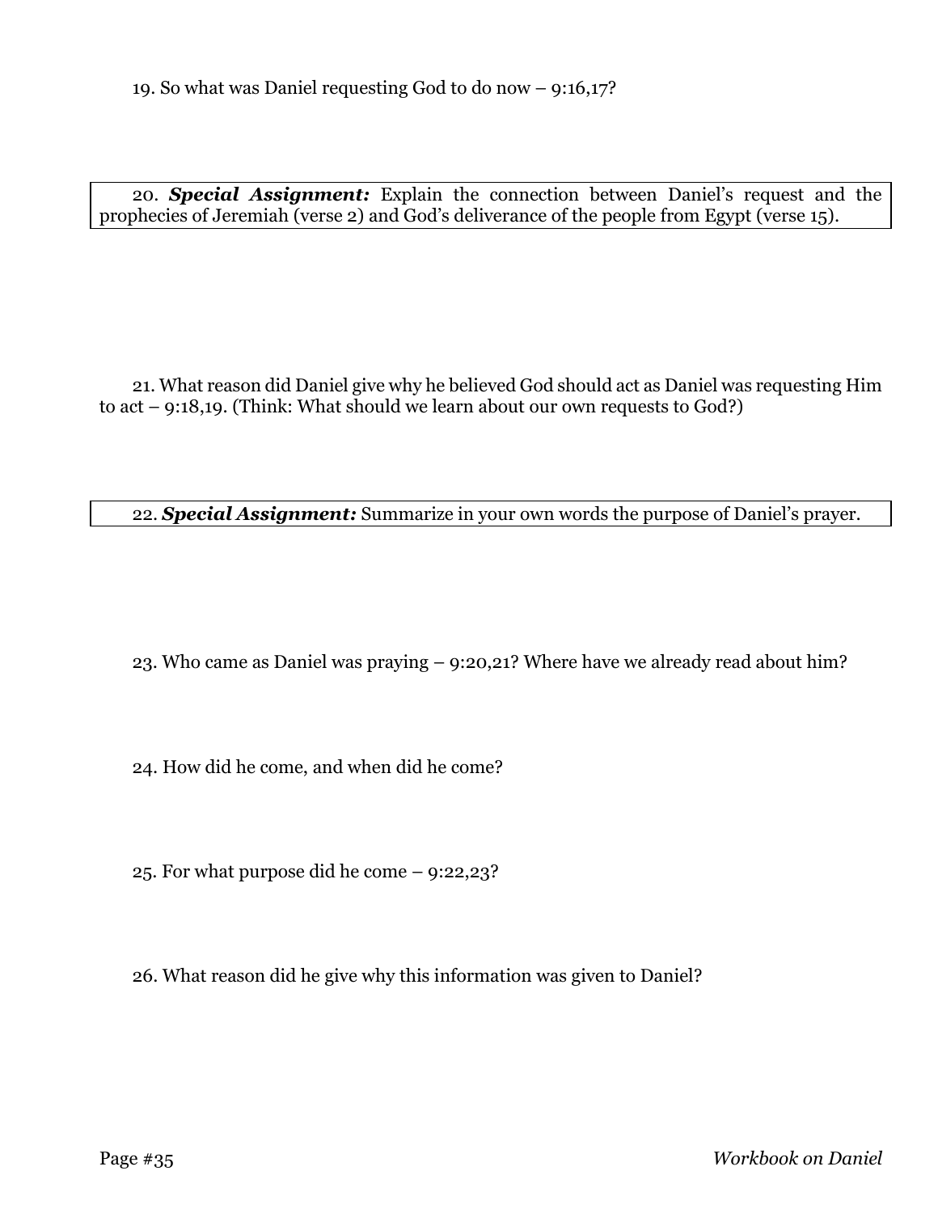19. So what was Daniel requesting God to do now – 9:16,17?

20. ***Special Assignment:*** Explain the connection between Daniel's request and the prophecies of Jeremiah (verse 2) and God's deliverance of the people from Egypt (verse 15).

21. What reason did Daniel give why he believed God should act as Daniel was requesting Him to act – 9:18,19. (Think: What should we learn about our own requests to God?)

22. ***Special Assignment:*** Summarize in your own words the purpose of Daniel's prayer.

23. Who came as Daniel was praying – 9:20,21? Where have we already read about him?

24. How did he come, and when did he come?

25. For what purpose did he come – 9:22,23?

26. What reason did he give why this information was given to Daniel?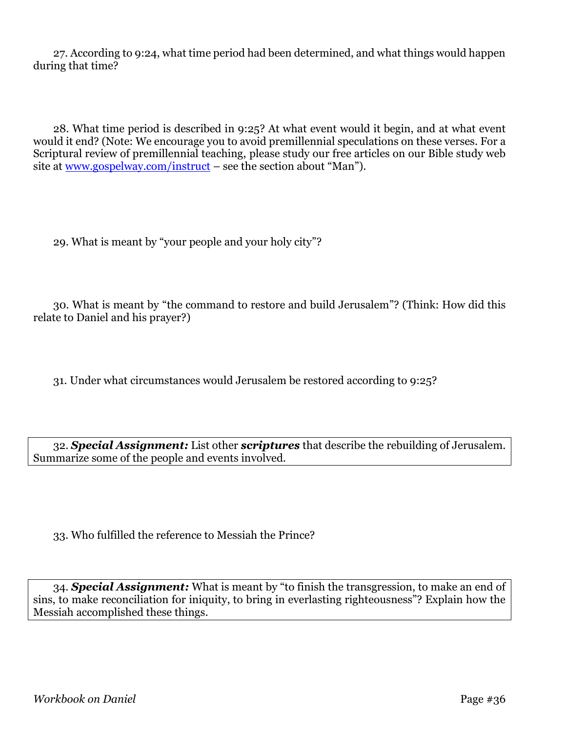27. According to 9:24, what time period had been determined, and what things would happen during that time?

28. What time period is described in 9:25? At what event would it begin, and at what event would it end? (Note: We encourage you to avoid premillennial speculations on these verses. For a Scriptural review of premillennial teaching, please study our free articles on our Bible study web site at [www.gospelway.com/instruct](http://www.gospelway.com/instruct) – see the section about "Man").

29. What is meant by "your people and your holy city"?

30. What is meant by "the command to restore and build Jerusalem"? (Think: How did this relate to Daniel and his prayer?)

31. Under what circumstances would Jerusalem be restored according to 9:25?

32. ***Special Assignment:*** List other ***scriptures*** that describe the rebuilding of Jerusalem. Summarize some of the people and events involved.

33. Who fulfilled the reference to Messiah the Prince?

34. ***Special Assignment:*** What is meant by "to finish the transgression, to make an end of sins, to make reconciliation for iniquity, to bring in everlasting righteousness"? Explain how the Messiah accomplished these things.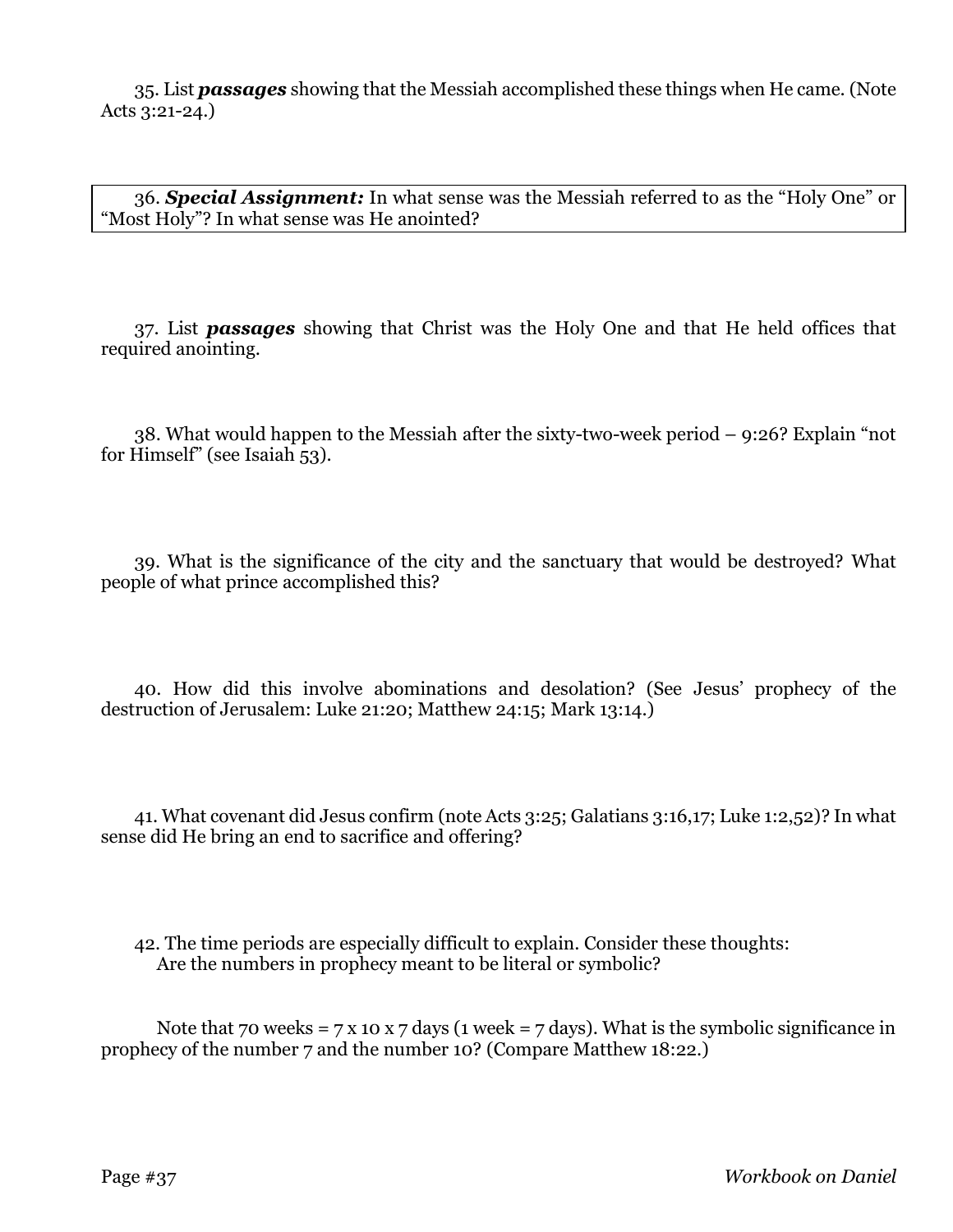35. List ***passages*** showing that the Messiah accomplished these things when He came. (Note Acts 3:21-24.)

36. ***Special Assignment:*** In what sense was the Messiah referred to as the "Holy One" or "Most Holy"? In what sense was He anointed?

37. List ***passages*** showing that Christ was the Holy One and that He held offices that required anointing.

38. What would happen to the Messiah after the sixty-two-week period – 9:26? Explain "not for Himself" (see Isaiah 53).

39. What is the significance of the city and the sanctuary that would be destroyed? What people of what prince accomplished this?

40. How did this involve abominations and desolation? (See Jesus' prophecy of the destruction of Jerusalem: Luke 21:20; Matthew 24:15; Mark 13:14.)

41. What covenant did Jesus confirm (note Acts 3:25; Galatians 3:16,17; Luke 1:2,52)? In what sense did He bring an end to sacrifice and offering?

42. The time periods are especially difficult to explain. Consider these thoughts:

Are the numbers in prophecy meant to be literal or symbolic?

Note that 70 weeks = 7 x 10 x 7 days (1 week = 7 days). What is the symbolic significance in prophecy of the number 7 and the number 10? (Compare Matthew 18:22.)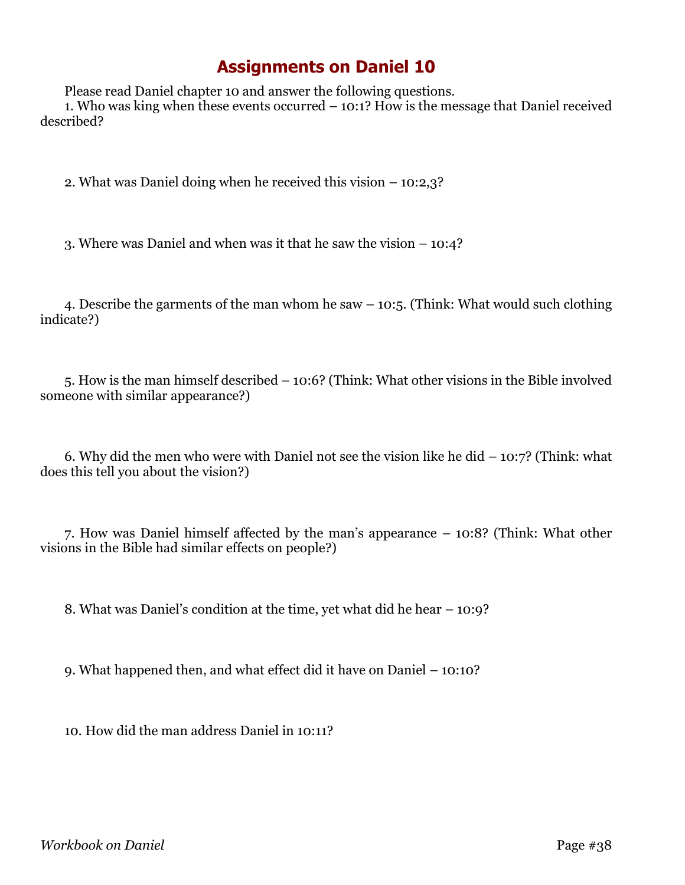# Assignments on Daniel 10

Please read Daniel chapter 10 and answer the following questions.

1. Who was king when these events occurred – 10:1? How is the message that Daniel received described?

2. What was Daniel doing when he received this vision – 10:2,3?

3. Where was Daniel and when was it that he saw the vision – 10:4?

4. Describe the garments of the man whom he saw – 10:5. (Think: What would such clothing indicate?)

5. How is the man himself described – 10:6? (Think: What other visions in the Bible involved someone with similar appearance?)

6. Why did the men who were with Daniel not see the vision like he did – 10:7? (Think: what does this tell you about the vision?)

7. How was Daniel himself affected by the man's appearance – 10:8? (Think: What other visions in the Bible had similar effects on people?)

8. What was Daniel's condition at the time, yet what did he hear – 10:9?

9. What happened then, and what effect did it have on Daniel – 10:10?

10. How did the man address Daniel in 10:11?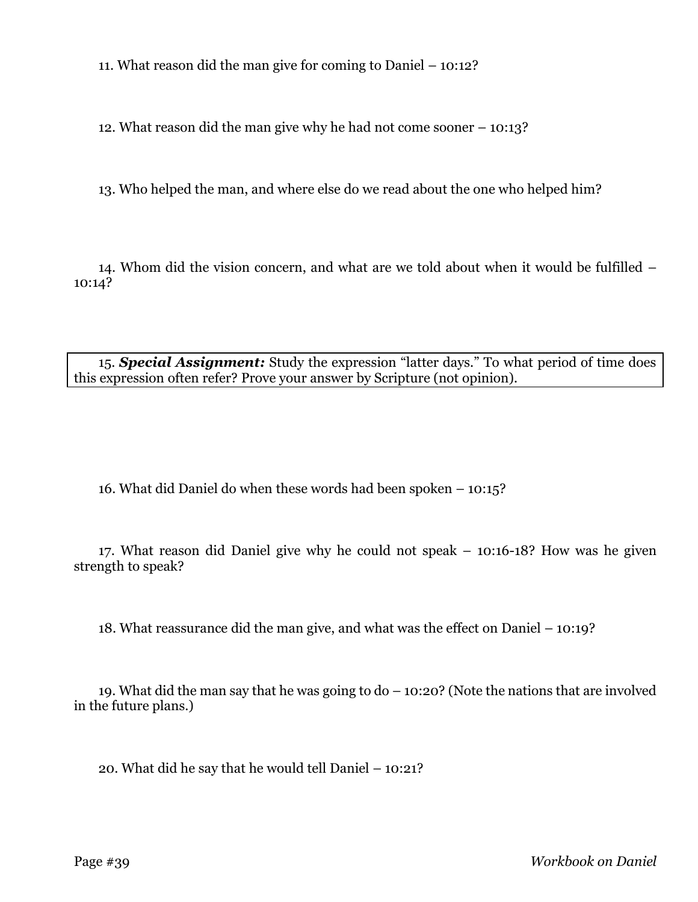11. What reason did the man give for coming to Daniel – 10:12?

12. What reason did the man give why he had not come sooner – 10:13?

13. Who helped the man, and where else do we read about the one who helped him?

14. Whom did the vision concern, and what are we told about when it would be fulfilled – 10:14?

15. ***Special Assignment:*** Study the expression “latter days.” To what period of time does this expression often refer? Prove your answer by Scripture (not opinion).

16. What did Daniel do when these words had been spoken – 10:15?

17. What reason did Daniel give why he could not speak – 10:16-18? How was he given strength to speak?

18. What reassurance did the man give, and what was the effect on Daniel – 10:19?

19. What did the man say that he was going to do – 10:20? (Note the nations that are involved in the future plans.)

20. What did he say that he would tell Daniel – 10:21?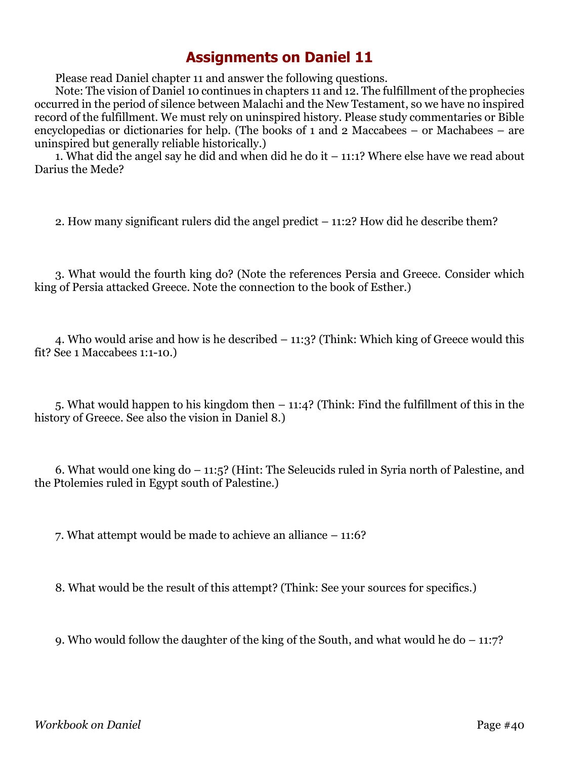# Assignments on Daniel 11

Please read Daniel chapter 11 and answer the following questions.

Note: The vision of Daniel 10 continues in chapters 11 and 12. The fulfillment of the prophecies occurred in the period of silence between Malachi and the New Testament, so we have no inspired record of the fulfillment. We must rely on uninspired history. Please study commentaries or Bible encyclopedias or dictionaries for help. (The books of 1 and 2 Maccabees – or Machabees – are uninspired but generally reliable historically.)

1. What did the angel say he did and when did he do it – 11:1? Where else have we read about Darius the Mede?

2. How many significant rulers did the angel predict – 11:2? How did he describe them?

3. What would the fourth king do? (Note the references Persia and Greece. Consider which king of Persia attacked Greece. Note the connection to the book of Esther.)

4. Who would arise and how is he described – 11:3? (Think: Which king of Greece would this fit? See 1 Maccabees 1:1-10.)

5. What would happen to his kingdom then – 11:4? (Think: Find the fulfillment of this in the history of Greece. See also the vision in Daniel 8.)

6. What would one king do – 11:5? (Hint: The Seleucids ruled in Syria north of Palestine, and the Ptolemies ruled in Egypt south of Palestine.)

7. What attempt would be made to achieve an alliance – 11:6?

8. What would be the result of this attempt? (Think: See your sources for specifics.)

9. Who would follow the daughter of the king of the South, and what would he do – 11:7?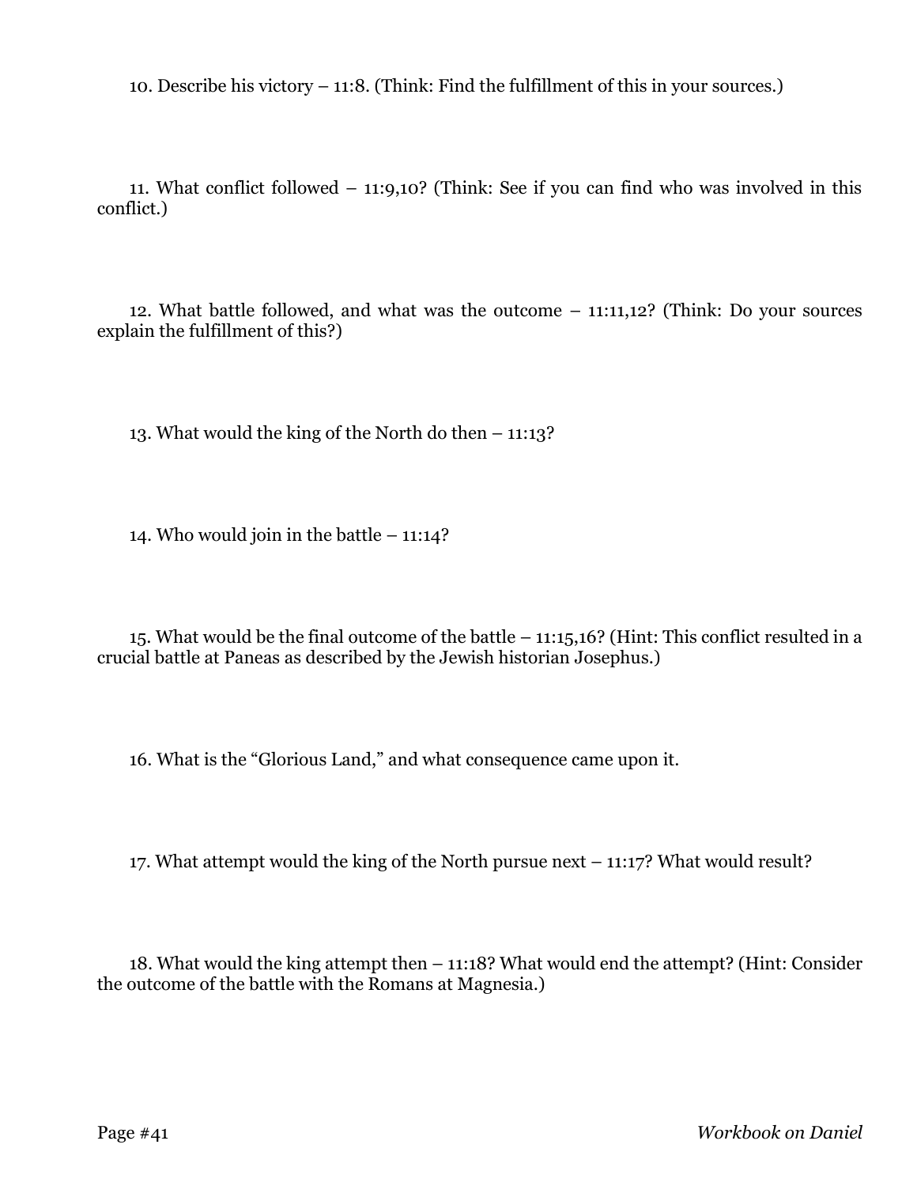10. Describe his victory – 11:8. (Think: Find the fulfillment of this in your sources.)

11. What conflict followed – 11:9,10? (Think: See if you can find who was involved in this conflict.)

12. What battle followed, and what was the outcome – 11:11,12? (Think: Do your sources explain the fulfillment of this?)

13. What would the king of the North do then – 11:13?

14. Who would join in the battle – 11:14?

15. What would be the final outcome of the battle – 11:15,16? (Hint: This conflict resulted in a crucial battle at Paneas as described by the Jewish historian Josephus.)

16. What is the "Glorious Land," and what consequence came upon it.

17. What attempt would the king of the North pursue next – 11:17? What would result?

18. What would the king attempt then – 11:18? What would end the attempt? (Hint: Consider the outcome of the battle with the Romans at Magnesia.)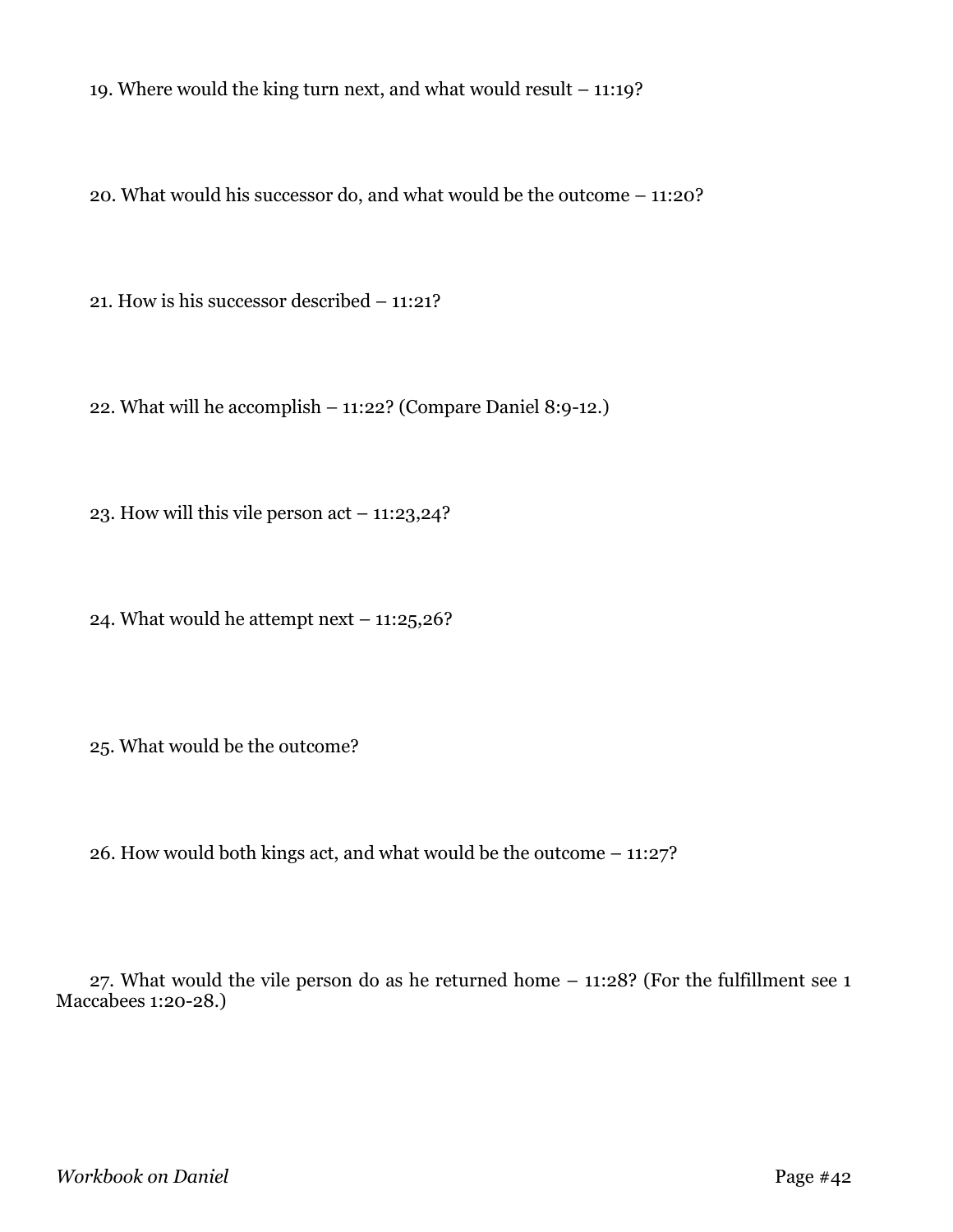19. Where would the king turn next, and what would result – 11:19?

20. What would his successor do, and what would be the outcome – 11:20?

21. How is his successor described – 11:21?

22. What will he accomplish – 11:22? (Compare Daniel 8:9-12.)

23. How will this vile person act – 11:23,24?

24. What would he attempt next – 11:25,26?

25. What would be the outcome?

26. How would both kings act, and what would be the outcome – 11:27?

27. What would the vile person do as he returned home – 11:28? (For the fulfillment see 1 Maccabees 1:20-28.)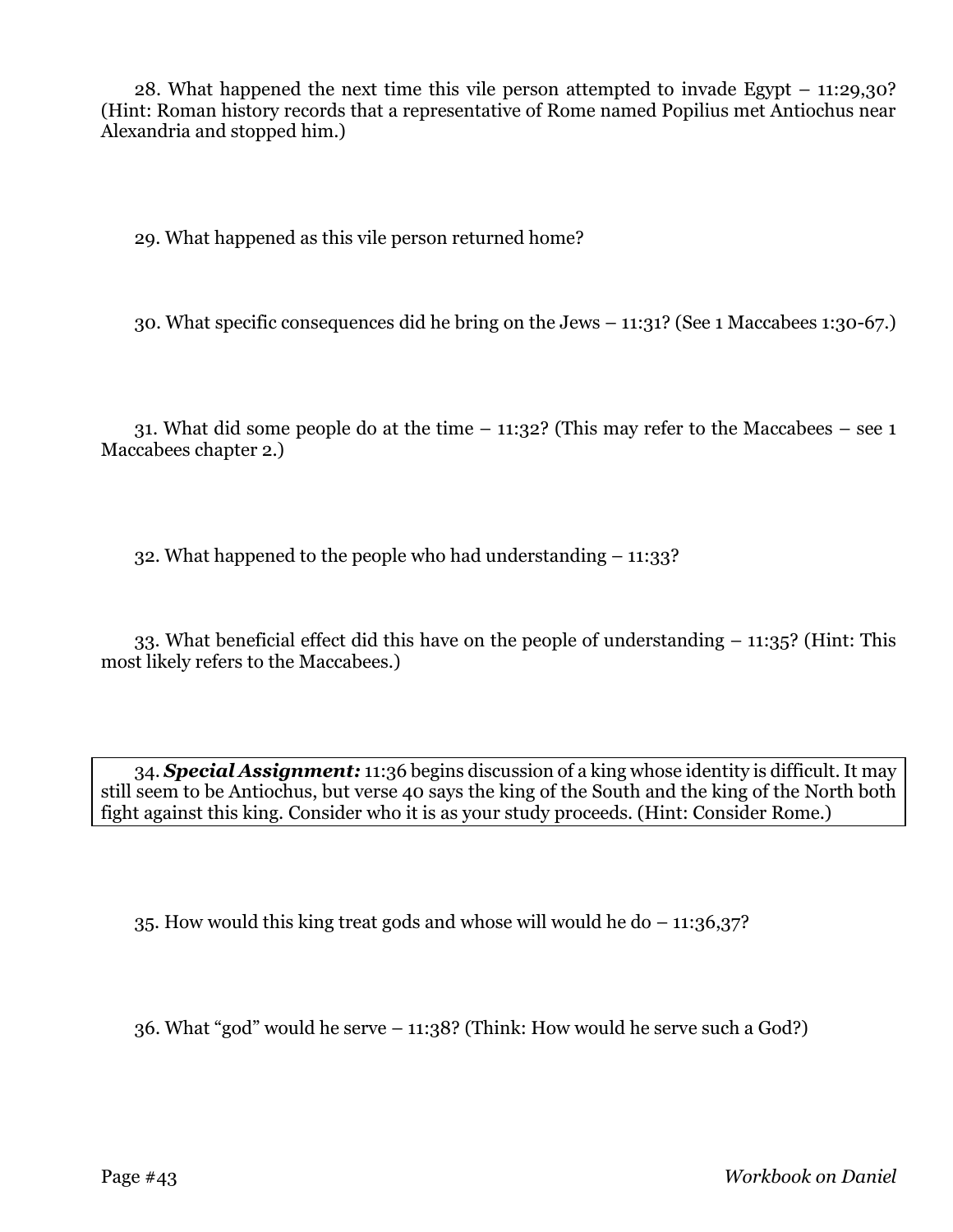28. What happened the next time this vile person attempted to invade Egypt – 11:29,30? (Hint: Roman history records that a representative of Rome named Popilius met Antiochus near Alexandria and stopped him.)

29. What happened as this vile person returned home?

30. What specific consequences did he bring on the Jews – 11:31? (See 1 Maccabees 1:30-67.)

31. What did some people do at the time – 11:32? (This may refer to the Maccabees – see 1 Maccabees chapter 2.)

32. What happened to the people who had understanding – 11:33?

33. What beneficial effect did this have on the people of understanding – 11:35? (Hint: This most likely refers to the Maccabees.)

34. ***Special Assignment:*** 11:36 begins discussion of a king whose identity is difficult. It may still seem to be Antiochus, but verse 40 says the king of the South and the king of the North both fight against this king. Consider who it is as your study proceeds. (Hint: Consider Rome.)

35. How would this king treat gods and whose will would he do – 11:36,37?

36. What "god" would he serve – 11:38? (Think: How would he serve such a God?)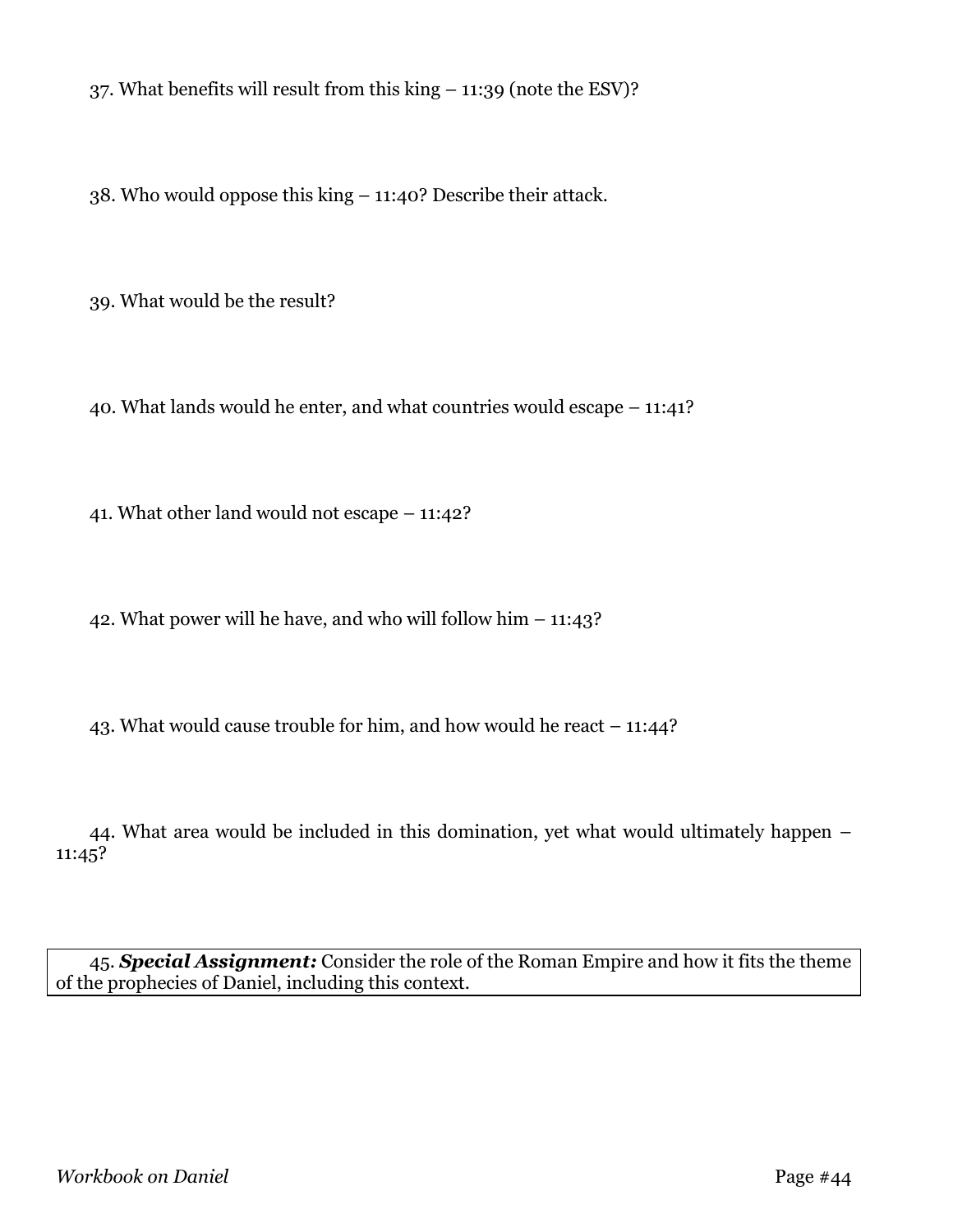37. What benefits will result from this king – 11:39 (note the ESV)?

38. Who would oppose this king – 11:40? Describe their attack.

39. What would be the result?

40. What lands would he enter, and what countries would escape – 11:41?

41. What other land would not escape – 11:42?

42. What power will he have, and who will follow him – 11:43?

43. What would cause trouble for him, and how would he react – 11:44?

44. What area would be included in this domination, yet what would ultimately happen – 11:45?

45. ***Special Assignment:*** Consider the role of the Roman Empire and how it fits the theme of the prophecies of Daniel, including this context.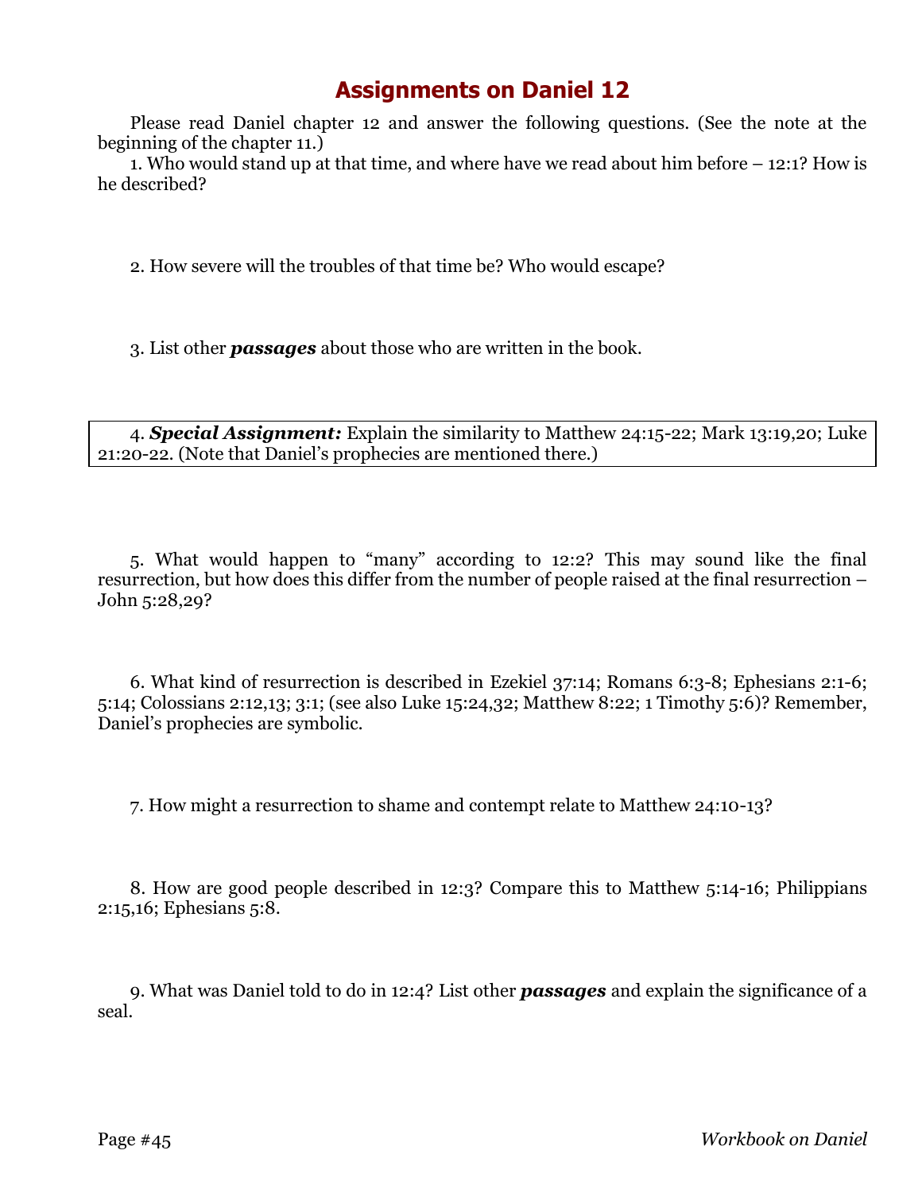# Assignments on Daniel 12

Please read Daniel chapter 12 and answer the following questions. (See the note at the beginning of the chapter 11.)

1. Who would stand up at that time, and where have we read about him before – 12:1? How is he described?

2. How severe will the troubles of that time be? Who would escape?

3. List other ***passages*** about those who are written in the book.

4. ***Special Assignment:*** Explain the similarity to Matthew 24:15-22; Mark 13:19,20; Luke 21:20-22. (Note that Daniel's prophecies are mentioned there.)

5. What would happen to "many" according to 12:2? This may sound like the final resurrection, but how does this differ from the number of people raised at the final resurrection – John 5:28,29?

6. What kind of resurrection is described in Ezekiel 37:14; Romans 6:3-8; Ephesians 2:1-6; 5:14; Colossians 2:12,13; 3:1; (see also Luke 15:24,32; Matthew 8:22; 1 Timothy 5:6)? Remember, Daniel's prophecies are symbolic.

7. How might a resurrection to shame and contempt relate to Matthew 24:10-13?

8. How are good people described in 12:3? Compare this to Matthew 5:14-16; Philippians 2:15,16; Ephesians 5:8.

9. What was Daniel told to do in 12:4? List other ***passages*** and explain the significance of a seal.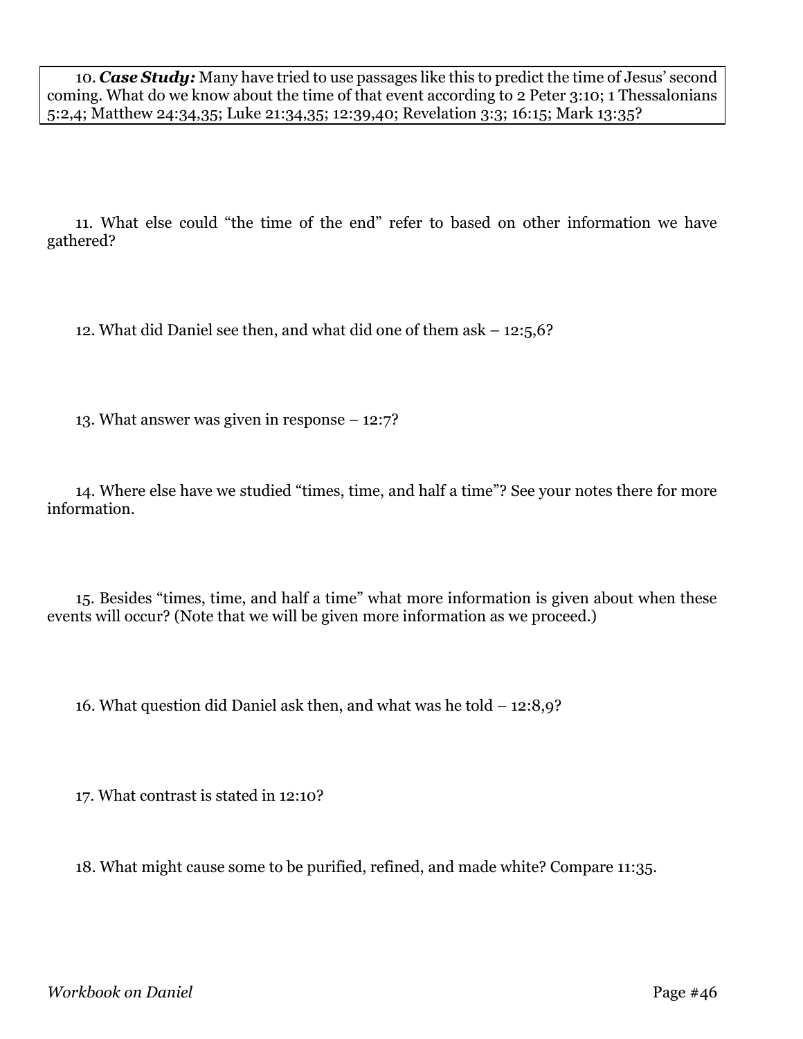10. ***Case Study:*** Many have tried to use passages like this to predict the time of Jesus' second coming. What do we know about the time of that event according to 2 Peter 3:10; 1 Thessalonians 5:2,4; Matthew 24:34,35; Luke 21:34,35; 12:39,40; Revelation 3:3; 16:15; Mark 13:35?

11. What else could "the time of the end" refer to based on other information we have gathered?

12. What did Daniel see then, and what did one of them ask – 12:5,6?

13. What answer was given in response – 12:7?

14. Where else have we studied "times, time, and half a time"? See your notes there for more information.

15. Besides "times, time, and half a time" what more information is given about when these events will occur? (Note that we will be given more information as we proceed.)

16. What question did Daniel ask then, and what was he told – 12:8,9?

17. What contrast is stated in 12:10?

18. What might cause some to be purified, refined, and made white? Compare 11:35.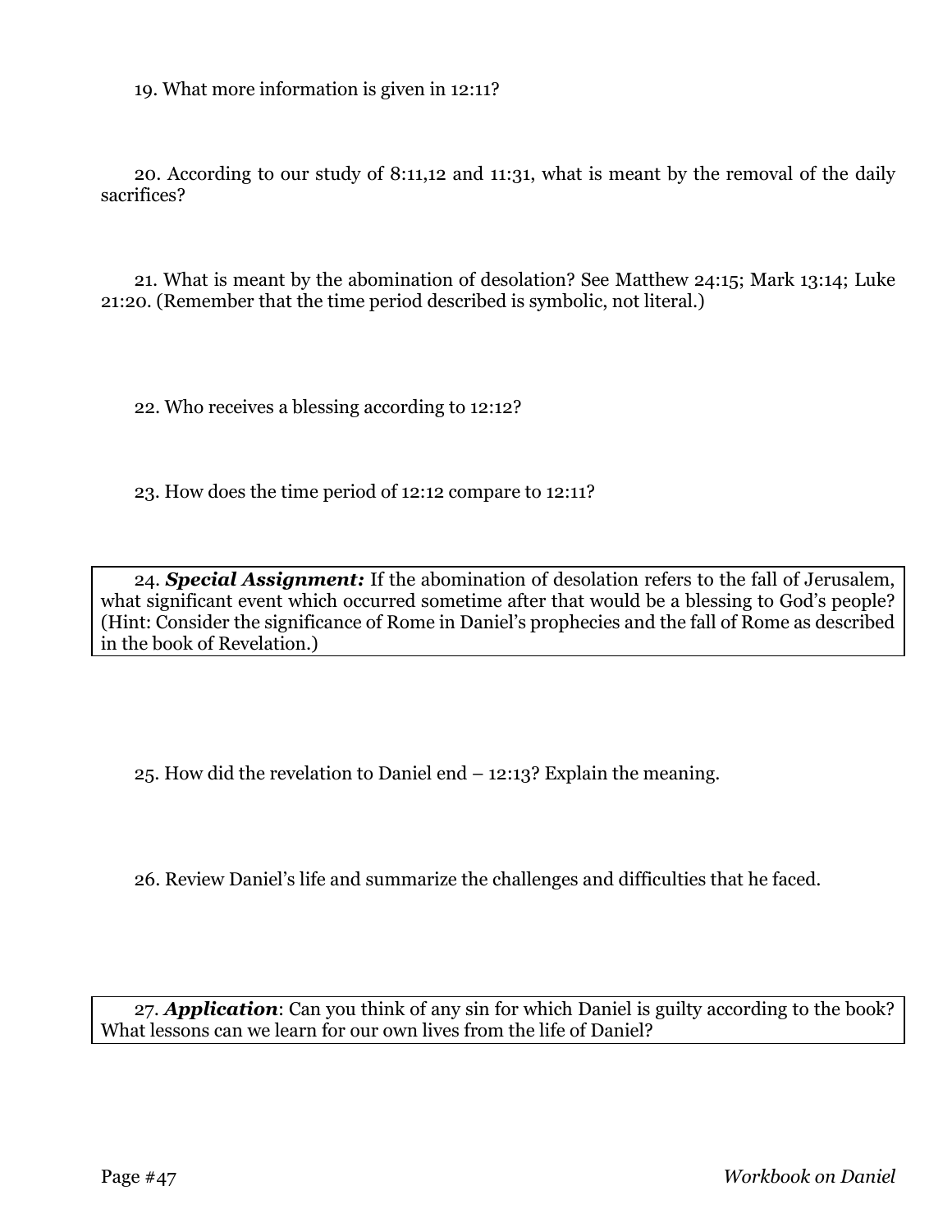19. What more information is given in 12:11?

20. According to our study of 8:11,12 and 11:31, what is meant by the removal of the daily sacrifices?

21. What is meant by the abomination of desolation? See Matthew 24:15; Mark 13:14; Luke 21:20. (Remember that the time period described is symbolic, not literal.)

22. Who receives a blessing according to 12:12?

23. How does the time period of 12:12 compare to 12:11?

24. ***Special Assignment:*** If the abomination of desolation refers to the fall of Jerusalem, what significant event which occurred sometime after that would be a blessing to God's people? (Hint: Consider the significance of Rome in Daniel's prophecies and the fall of Rome as described in the book of Revelation.)

25. How did the revelation to Daniel end – 12:13? Explain the meaning.

26. Review Daniel's life and summarize the challenges and difficulties that he faced.

27. ***Application***: Can you think of any sin for which Daniel is guilty according to the book? What lessons can we learn for our own lives from the life of Daniel?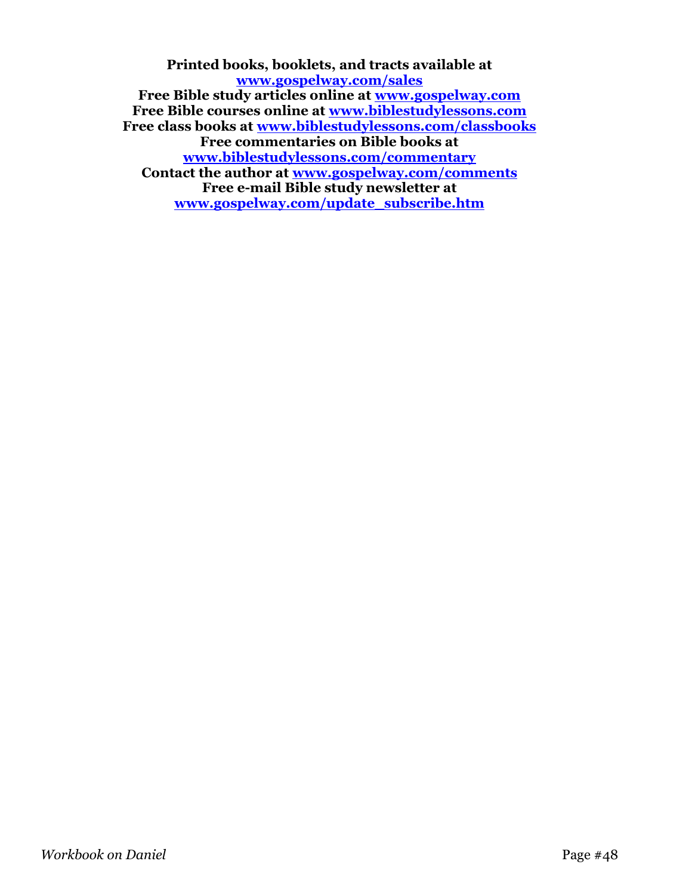**Printed books, booklets, and tracts available at**
**www.gospelway.com/sales**
**Free Bible study articles online at www.gospelway.com**
**Free Bible courses online at www.biblestudylessons.com**
**Free class books at www.biblestudylessons.com/classbooks**
**Free commentaries on Bible books at**
**www.biblestudylessons.com/commentary**
**Contact the author at www.gospelway.com/comments**
**Free e-mail Bible study newsletter at**
**www.gospelway.com/update_subscribe.htm**